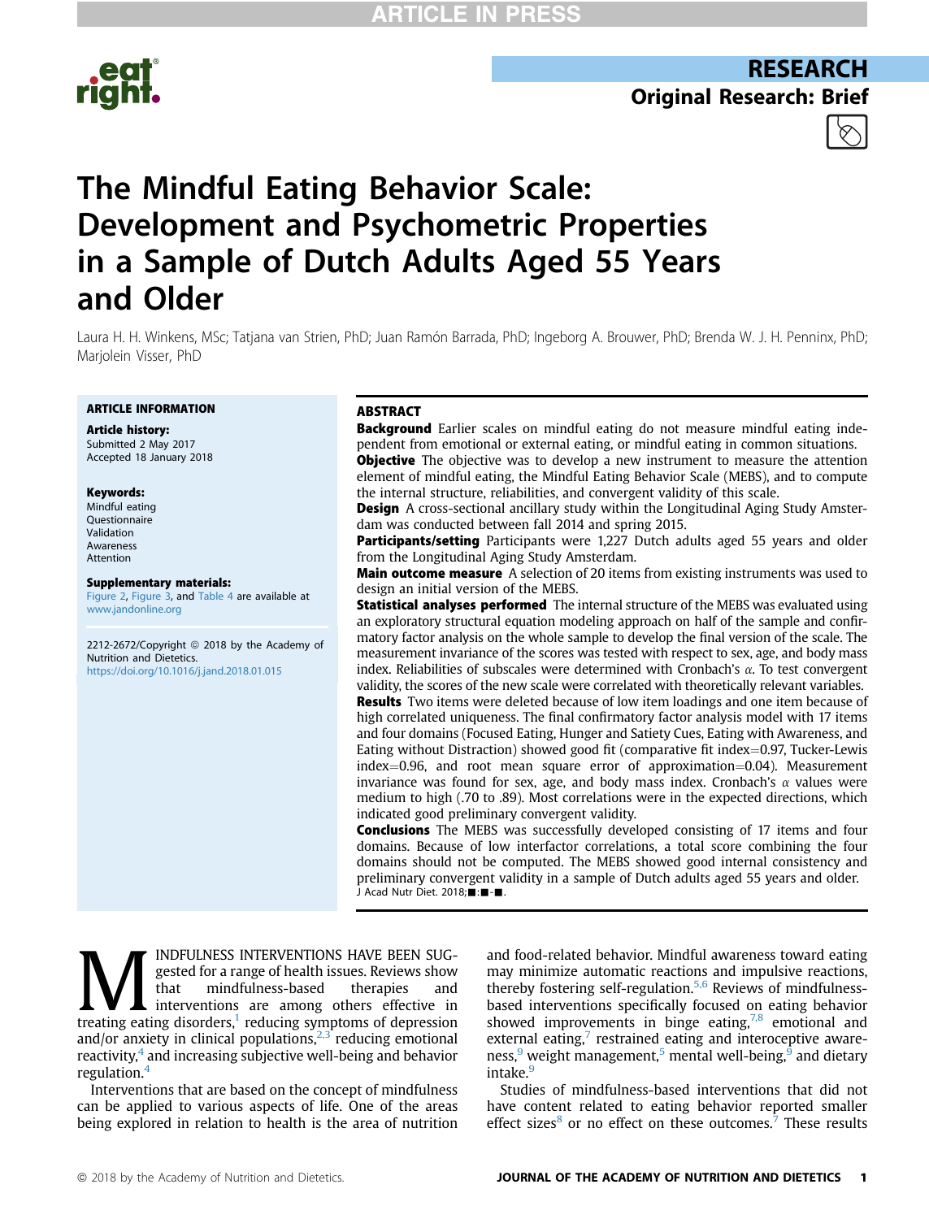RESEARCH

Original Research: Brief

# The Mindful Eating Behavior Scale: Development and Psychometric Properties in a Sample of Dutch Adults Aged 55 Years and Older

Laura H. H. Winkens, MSc; Tatjana van Strien, PhD; Juan Ramón Barrada, PhD; Ingeborg A. Brouwer, PhD; Brenda W. J. H. Penninx, PhD; Marjolein Visser, PhD

**ARTICLE INFORMATION**

**Article history:**
Submitted 2 May 2017
Accepted 18 January 2018

**Keywords:**
Mindful eating
Questionnaire
Validation
Awareness
Attention

**Supplementary materials:**
Figure 2, Figure 3, and Table 4 are available at www.jandonline.org

2212-2672/Copyright © 2018 by the Academy of Nutrition and Dietetics.
https://doi.org/10.1016/j.jand.2018.01.015

**ABSTRACT**

**Background** Earlier scales on mindful eating do not measure mindful eating independent from emotional or external eating, or mindful eating in common situations.

**Objective** The objective was to develop a new instrument to measure the attention element of mindful eating, the Mindful Eating Behavior Scale (MEBS), and to compute the internal structure, reliabilities, and convergent validity of this scale.

**Design** A cross-sectional ancillary study within the Longitudinal Aging Study Amsterdam was conducted between fall 2014 and spring 2015.

**Participants/setting** Participants were 1,227 Dutch adults aged 55 years and older from the Longitudinal Aging Study Amsterdam.

**Main outcome measure** A selection of 20 items from existing instruments was used to design an initial version of the MEBS.

**Statistical analyses performed** The internal structure of the MEBS was evaluated using an exploratory structural equation modeling approach on half of the sample and confirmatory factor analysis on the whole sample to develop the final version of the scale. The measurement invariance of the scores was tested with respect to sex, age, and body mass index. Reliabilities of subscales were determined with Cronbach's $\alpha$. To test convergent validity, the scores of the new scale were correlated with theoretically relevant variables.

**Results** Two items were deleted because of low item loadings and one item because of high correlated uniqueness. The final confirmatory factor analysis model with 17 items and four domains (Focused Eating, Hunger and Satiety Cues, Eating with Awareness, and Eating without Distraction) showed good fit (comparative fit index=0.97, Tucker-Lewis index=0.96, and root mean square error of approximation=0.04). Measurement invariance was found for sex, age, and body mass index. Cronbach's $\alpha$ values were medium to high (.70 to .89). Most correlations were in the expected directions, which indicated good preliminary convergent validity.

**Conclusions** The MEBS was successfully developed consisting of 17 items and four domains. Because of low interfactor correlations, a total score combining the four domains should not be computed. The MEBS showed good internal consistency and preliminary convergent validity in a sample of Dutch adults aged 55 years and older.

J Acad Nutr Diet. 2018;■:■-■.

MINDFULNESS INTERVENTIONS HAVE BEEN SUGgested for a range of health issues. Reviews show that mindfulness-based therapies and interventions are among others effective in treating eating disorders,[1] reducing symptoms of depression and/or anxiety in clinical populations,[2,3] reducing emotional reactivity,[4] and increasing subjective well-being and behavior regulation.[4]

Interventions that are based on the concept of mindfulness can be applied to various aspects of life. One of the areas being explored in relation to health is the area of nutrition and food-related behavior. Mindful awareness toward eating may minimize automatic reactions and impulsive reactions, thereby fostering self-regulation.[5,6] Reviews of mindfulness-based interventions specifically focused on eating behavior showed improvements in binge eating,[7,8] emotional and external eating,[7] restrained eating and interoceptive awareness,[9] weight management,[5] mental well-being,[9] and dietary intake.[9]

Studies of mindfulness-based interventions that did not have content related to eating behavior reported smaller effect sizes[8] or no effect on these outcomes.[7] These results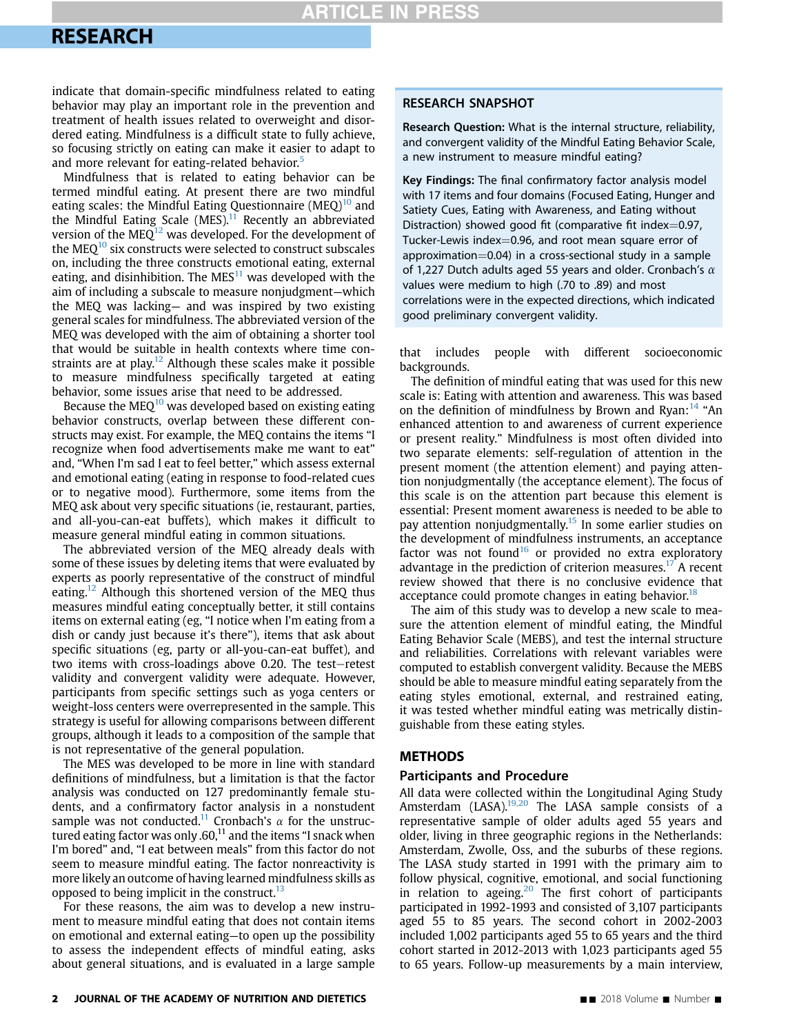indicate that domain-specific mindfulness related to eating behavior may play an important role in the prevention and treatment of health issues related to overweight and disordered eating. Mindfulness is a difficult state to fully achieve, so focusing strictly on eating can make it easier to adapt to and more relevant for eating-related behavior.[5]

Mindfulness that is related to eating behavior can be termed mindful eating. At present there are two mindful eating scales: the Mindful Eating Questionnaire (MEQ)[10] and the Mindful Eating Scale (MES).[11] Recently an abbreviated version of the MEQ[12] was developed. For the development of the MEQ[10] six constructs were selected to construct subscales on, including the three constructs emotional eating, external eating, and disinhibition. The MES[11] was developed with the aim of including a subscale to measure nonjudgment—which the MEQ was lacking— and was inspired by two existing general scales for mindfulness. The abbreviated version of the MEQ was developed with the aim of obtaining a shorter tool that would be suitable in health contexts where time constraints are at play.[12] Although these scales make it possible to measure mindfulness specifically targeted at eating behavior, some issues arise that need to be addressed.

Because the MEQ[10] was developed based on existing eating behavior constructs, overlap between these different constructs may exist. For example, the MEQ contains the items "I recognize when food advertisements make me want to eat" and, "When I'm sad I eat to feel better," which assess external and emotional eating (eating in response to food-related cues or to negative mood). Furthermore, some items from the MEQ ask about very specific situations (ie, restaurant, parties, and all-you-can-eat buffets), which makes it difficult to measure general mindful eating in common situations.

The abbreviated version of the MEQ already deals with some of these issues by deleting items that were evaluated by experts as poorly representative of the construct of mindful eating.[12] Although this shortened version of the MEQ thus measures mindful eating conceptually better, it still contains items on external eating (eg, "I notice when I'm eating from a dish or candy just because it's there"), items that ask about specific situations (eg, party or all-you-can-eat buffet), and two items with cross-loadings above 0.20. The test–retest validity and convergent validity were adequate. However, participants from specific settings such as yoga centers or weight-loss centers were overrepresented in the sample. This strategy is useful for allowing comparisons between different groups, although it leads to a composition of the sample that is not representative of the general population.

The MES was developed to be more in line with standard definitions of mindfulness, but a limitation is that the factor analysis was conducted on 127 predominantly female students, and a confirmatory factor analysis in a nonstudent sample was not conducted.[11] Cronbach's $\alpha$ for the unstructured eating factor was only .60,[11] and the items "I snack when I'm bored" and, "I eat between meals" from this factor do not seem to measure mindful eating. The factor nonreactivity is more likely an outcome of having learned mindfulness skills as opposed to being implicit in the construct.[13]

For these reasons, the aim was to develop a new instrument to measure mindful eating that does not contain items on emotional and external eating—to open up the possibility to assess the independent effects of mindful eating, asks about general situations, and is evaluated in a large sample that includes people with different socioeconomic backgrounds.

> **RESEARCH SNAPSHOT**
>
> **Research Question:** What is the internal structure, reliability, and convergent validity of the Mindful Eating Behavior Scale, a new instrument to measure mindful eating?
>
> **Key Findings:** The final confirmatory factor analysis model with 17 items and four domains (Focused Eating, Hunger and Satiety Cues, Eating with Awareness, and Eating without Distraction) showed good fit (comparative fit index=0.97, Tucker-Lewis index=0.96, and root mean square error of approximation=0.04) in a cross-sectional study in a sample of 1,227 Dutch adults aged 55 years and older. Cronbach's $\alpha$ values were medium to high (.70 to .89) and most correlations were in the expected directions, which indicated good preliminary convergent validity.

The definition of mindful eating that was used for this new scale is: Eating with attention and awareness. This was based on the definition of mindfulness by Brown and Ryan:[14] "An enhanced attention to and awareness of current experience or present reality." Mindfulness is most often divided into two separate elements: self-regulation of attention in the present moment (the attention element) and paying attention nonjudgmentally (the acceptance element). The focus of this scale is on the attention part because this element is essential: Present moment awareness is needed to be able to pay attention nonjudgmentally.[15] In some earlier studies on the development of mindfulness instruments, an acceptance factor was not found[16] or provided no extra exploratory advantage in the prediction of criterion measures.[17] A recent review showed that there is no conclusive evidence that acceptance could promote changes in eating behavior.[18]

The aim of this study was to develop a new scale to measure the attention element of mindful eating, the Mindful Eating Behavior Scale (MEBS), and test the internal structure and reliabilities. Correlations with relevant variables were computed to establish convergent validity. Because the MEBS should be able to measure mindful eating separately from the eating styles emotional, external, and restrained eating, it was tested whether mindful eating was metrically distinguishable from these eating styles.

## METHODS

### Participants and Procedure

All data were collected within the Longitudinal Aging Study Amsterdam (LASA).[19,20] The LASA sample consists of a representative sample of older adults aged 55 years and older, living in three geographic regions in the Netherlands: Amsterdam, Zwolle, Oss, and the suburbs of these regions. The LASA study started in 1991 with the primary aim to follow physical, cognitive, emotional, and social functioning in relation to ageing.[20] The first cohort of participants participated in 1992-1993 and consisted of 3,107 participants aged 55 to 85 years. The second cohort in 2002-2003 included 1,002 participants aged 55 to 65 years and the third cohort started in 2012-2013 with 1,023 participants aged 55 to 65 years. Follow-up measurements by a main interview,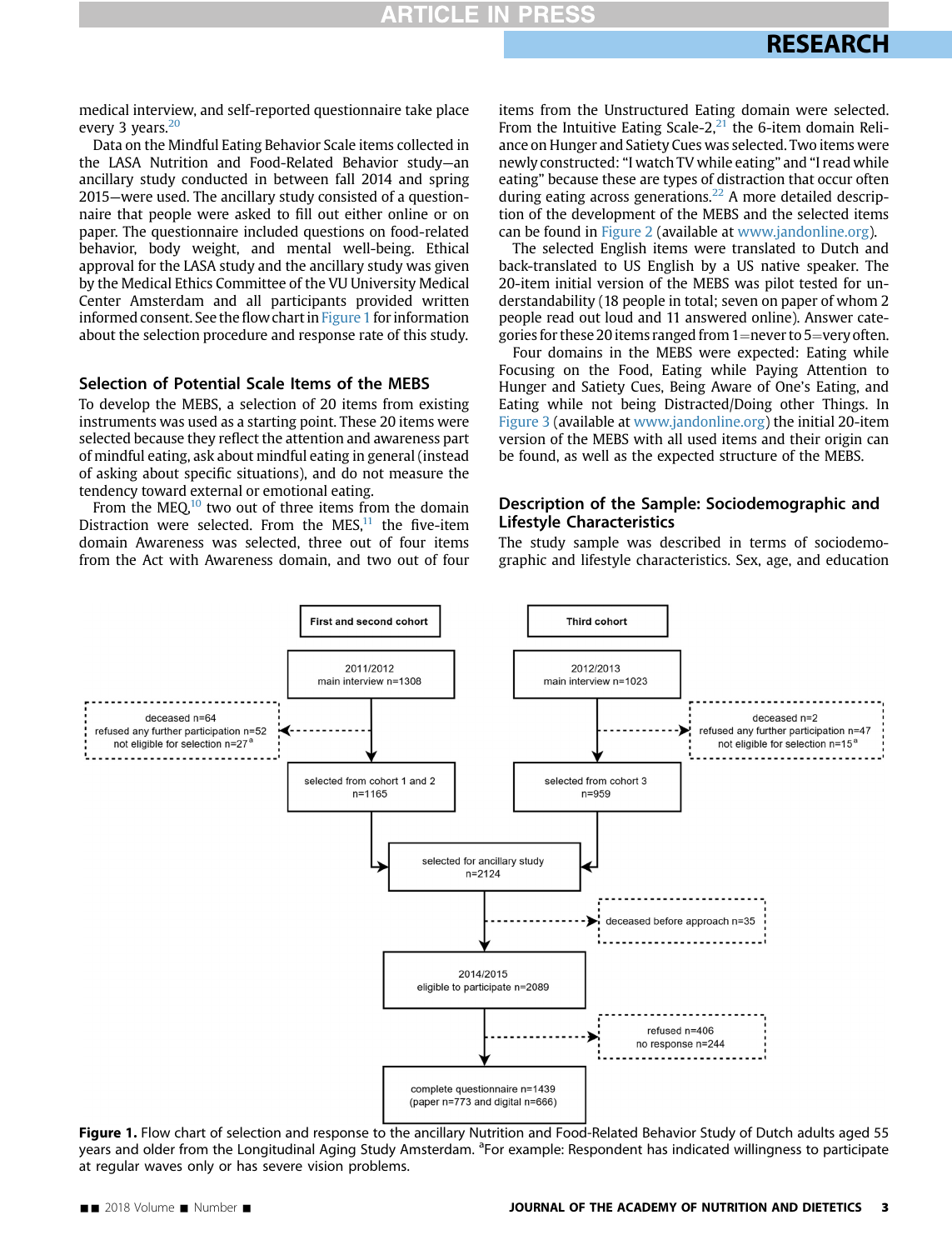medical interview, and self-reported questionnaire take place every 3 years.[20]

Data on the Mindful Eating Behavior Scale items collected in the LASA Nutrition and Food-Related Behavior study—an ancillary study conducted in between fall 2014 and spring 2015—were used. The ancillary study consisted of a questionnaire that people were asked to fill out either online or on paper. The questionnaire included questions on food-related behavior, body weight, and mental well-being. Ethical approval for the LASA study and the ancillary study was given by the Medical Ethics Committee of the VU University Medical Center Amsterdam and all participants provided written informed consent. See the flow chart in Figure 1 for information about the selection procedure and response rate of this study.

## Selection of Potential Scale Items of the MEBS

To develop the MEBS, a selection of 20 items from existing instruments was used as a starting point. These 20 items were selected because they reflect the attention and awareness part of mindful eating, ask about mindful eating in general (instead of asking about specific situations), and do not measure the tendency toward external or emotional eating.

From the MEQ,[10] two out of three items from the domain Distraction were selected. From the MES,[11] the five-item domain Awareness was selected, three out of four items from the Act with Awareness domain, and two out of four items from the Unstructured Eating domain were selected. From the Intuitive Eating Scale-2,[21] the 6-item domain Reliance on Hunger and Satiety Cues was selected. Two items were newly constructed: "I watch TV while eating" and "I read while eating" because these are types of distraction that occur often during eating across generations.[22] A more detailed description of the development of the MEBS and the selected items can be found in Figure 2 (available at www.jandonline.org).

The selected English items were translated to Dutch and back-translated to US English by a US native speaker. The 20-item initial version of the MEBS was pilot tested for understandability (18 people in total; seven on paper of whom 2 people read out loud and 11 answered online). Answer categories for these 20 items ranged from 1=never to 5=very often.

Four domains in the MEBS were expected: Eating while Focusing on the Food, Eating while Paying Attention to Hunger and Satiety Cues, Being Aware of One's Eating, and Eating while not being Distracted/Doing other Things. In Figure 3 (available at www.jandonline.org) the initial 20-item version of the MEBS with all used items and their origin can be found, as well as the expected structure of the MEBS.

## Description of the Sample: Sociodemographic and Lifestyle Characteristics

The study sample was described in terms of sociodemographic and lifestyle characteristics. Sex, age, and education

First and second cohort

2011/2012
main interview n=1308

deceased n=64
refused any further participation n=52
not eligible for selection n=27[a]

selected from cohort 1 and 2
n=1165

Third cohort

2012/2013
main interview n=1023

deceased n=2
refused any further participation n=47
not eligible for selection n=15[a]

selected from cohort 3
n=959

selected for ancillary study
n=2124

deceased before approach n=35

2014/2015
eligible to participate n=2089

refused n=406
no response n=244

complete questionnaire n=1439
(paper n=773 and digital n=666)

**Figure 1.** Flow chart of selection and response to the ancillary Nutrition and Food-Related Behavior Study of Dutch adults aged 55 years and older from the Longitudinal Aging Study Amsterdam. [a]For example: Respondent has indicated willingness to participate at regular waves only or has severe vision problems.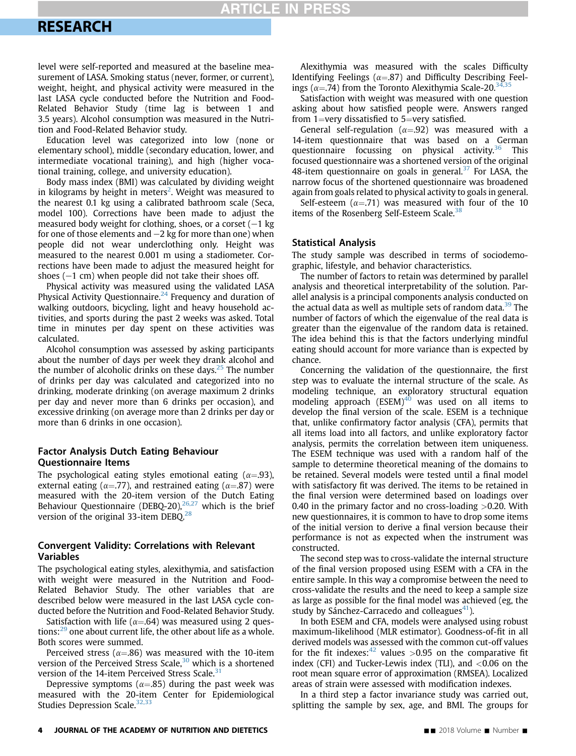level were self-reported and measured at the baseline measurement of LASA. Smoking status (never, former, or current), weight, height, and physical activity were measured in the last LASA cycle conducted before the Nutrition and Food-Related Behavior Study (time lag is between 1 and 3.5 years). Alcohol consumption was measured in the Nutrition and Food-Related Behavior study.

Education level was categorized into low (none or elementary school), middle (secondary education, lower, and intermediate vocational training), and high (higher vocational training, college, and university education).

Body mass index (BMI) was calculated by dividing weight in kilograms by height in meters$^2$. Weight was measured to the nearest 0.1 kg using a calibrated bathroom scale (Seca, model 100). Corrections have been made to adjust the measured body weight for clothing, shoes, or a corset (−1 kg for one of those elements and −2 kg for more than one) when people did not wear underclothing only. Height was measured to the nearest 0.001 m using a stadiometer. Corrections have been made to adjust the measured height for shoes (−1 cm) when people did not take their shoes off.

Physical activity was measured using the validated LASA Physical Activity Questionnaire.[24] Frequency and duration of walking outdoors, bicycling, light and heavy household activities, and sports during the past 2 weeks was asked. Total time in minutes per day spent on these activities was calculated.

Alcohol consumption was assessed by asking participants about the number of days per week they drank alcohol and the number of alcoholic drinks on these days.[25] The number of drinks per day was calculated and categorized into no drinking, moderate drinking (on average maximum 2 drinks per day and never more than 6 drinks per occasion), and excessive drinking (on average more than 2 drinks per day or more than 6 drinks in one occasion).

## Factor Analysis Dutch Eating Behaviour Questionnaire Items

The psychological eating styles emotional eating ($\alpha$=.93), external eating ($\alpha$=.77), and restrained eating ($\alpha$=.87) were measured with the 20-item version of the Dutch Eating Behaviour Questionnaire (DEBQ-20),[26,27] which is the brief version of the original 33-item DEBQ.[28]

## Convergent Validity: Correlations with Relevant Variables

The psychological eating styles, alexithymia, and satisfaction with weight were measured in the Nutrition and Food-Related Behavior Study. The other variables that are described below were measured in the last LASA cycle conducted before the Nutrition and Food-Related Behavior Study.

Satisfaction with life ($\alpha$=.64) was measured using 2 questions:[29] one about current life, the other about life as a whole. Both scores were summed.

Perceived stress ($\alpha$=.86) was measured with the 10-item version of the Perceived Stress Scale,[30] which is a shortened version of the 14-item Perceived Stress Scale.[31]

Depressive symptoms ($\alpha$=.85) during the past week was measured with the 20-item Center for Epidemiological Studies Depression Scale.[32,33]

Alexithymia was measured with the scales Difficulty Identifying Feelings ($\alpha$=.87) and Difficulty Describing Feelings ($\alpha$=.74) from the Toronto Alexithymia Scale-20.[34,35]

Satisfaction with weight was measured with one question asking about how satisfied people were. Answers ranged from 1=very dissatisfied to 5=very satisfied.

General self-regulation ($\alpha$=.92) was measured with a 14-item questionnaire that was based on a German questionnaire focussing on physical activity.[36] This focused questionnaire was a shortened version of the original 48-item questionnaire on goals in general.[37] For LASA, the narrow focus of the shortened questionnaire was broadened again from goals related to physical activity to goals in general.

Self-esteem ($\alpha$=.71) was measured with four of the 10 items of the Rosenberg Self-Esteem Scale.[38]

## Statistical Analysis

The study sample was described in terms of sociodemographic, lifestyle, and behavior characteristics.

The number of factors to retain was determined by parallel analysis and theoretical interpretability of the solution. Parallel analysis is a principal components analysis conducted on the actual data as well as multiple sets of random data.[39] The number of factors of which the eigenvalue of the real data is greater than the eigenvalue of the random data is retained. The idea behind this is that the factors underlying mindful eating should account for more variance than is expected by chance.

Concerning the validation of the questionnaire, the first step was to evaluate the internal structure of the scale. As modeling technique, an exploratory structural equation modeling approach (ESEM)[40] was used on all items to develop the final version of the scale. ESEM is a technique that, unlike confirmatory factor analysis (CFA), permits that all items load into all factors, and unlike exploratory factor analysis, permits the correlation between item uniqueness. The ESEM technique was used with a random half of the sample to determine theoretical meaning of the domains to be retained. Several models were tested until a final model with satisfactory fit was derived. The items to be retained in the final version were determined based on loadings over 0.40 in the primary factor and no cross-loading >0.20. With new questionnaires, it is common to have to drop some items of the initial version to derive a final version because their performance is not as expected when the instrument was constructed.

The second step was to cross-validate the internal structure of the final version proposed using ESEM with a CFA in the entire sample. In this way a compromise between the need to cross-validate the results and the need to keep a sample size as large as possible for the final model was achieved (eg, the study by Sánchez-Carracedo and colleagues[41]).

In both ESEM and CFA, models were analysed using robust maximum-likelihood (MLR estimator). Goodness-of-fit in all derived models was assessed with the common cut-off values for the fit indexes:[42] values >0.95 on the comparative fit index (CFI) and Tucker-Lewis index (TLI), and <0.06 on the root mean square error of approximation (RMSEA). Localized areas of strain were assessed with modification indexes.

In a third step a factor invariance study was carried out, splitting the sample by sex, age, and BMI. The groups for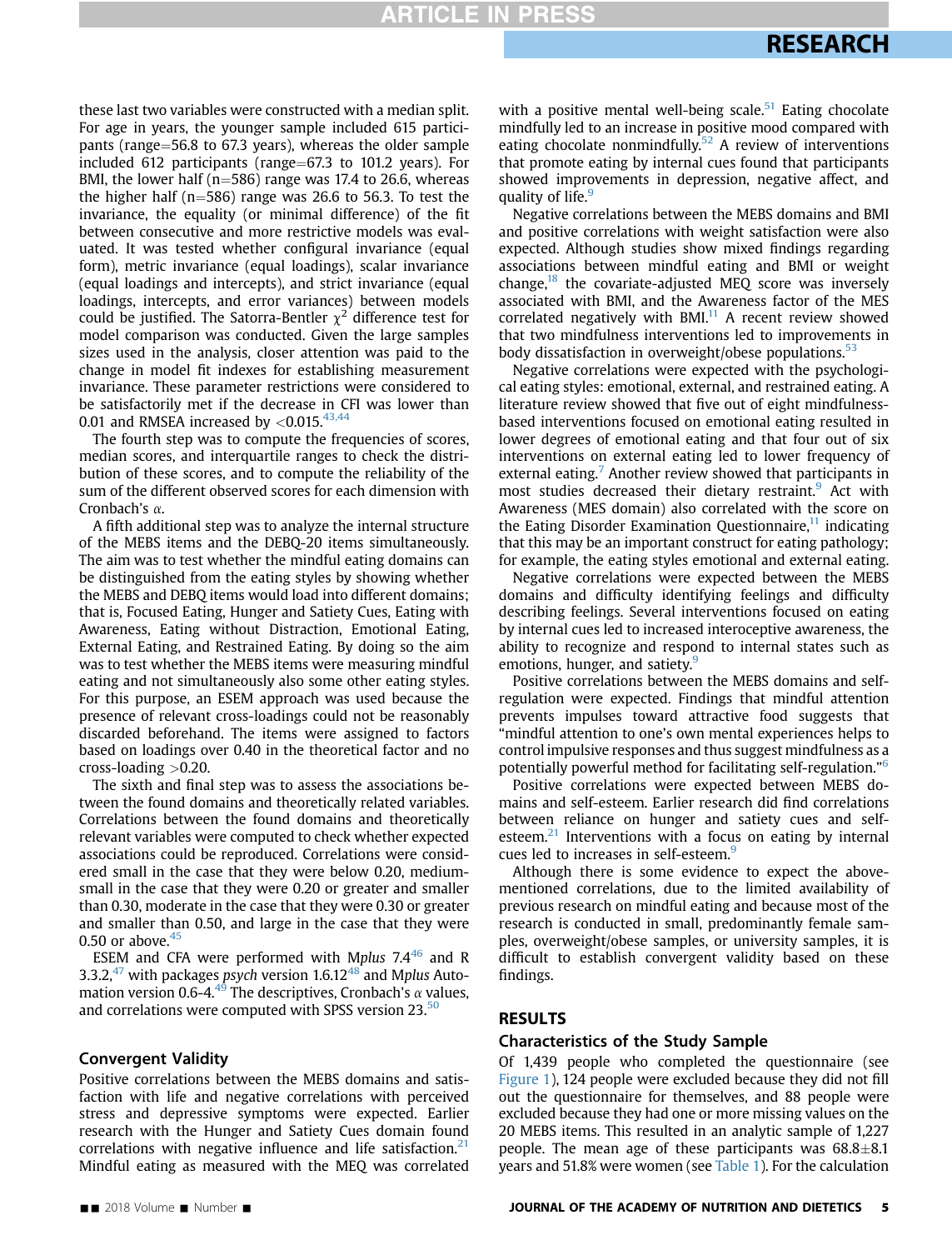these last two variables were constructed with a median split. For age in years, the younger sample included 615 participants (range=56.8 to 67.3 years), whereas the older sample included 612 participants (range=67.3 to 101.2 years). For BMI, the lower half (n=586) range was 17.4 to 26.6, whereas the higher half (n=586) range was 26.6 to 56.3. To test the invariance, the equality (or minimal difference) of the fit between consecutive and more restrictive models was evaluated. It was tested whether configural invariance (equal form), metric invariance (equal loadings), scalar invariance (equal loadings and intercepts), and strict invariance (equal loadings, intercepts, and error variances) between models could be justified. The Satorra-Bentler $\chi^2$ difference test for model comparison was conducted. Given the large samples sizes used in the analysis, closer attention was paid to the change in model fit indexes for establishing measurement invariance. These parameter restrictions were considered to be satisfactorily met if the decrease in CFI was lower than 0.01 and RMSEA increased by <0.015.[43,44]

The fourth step was to compute the frequencies of scores, median scores, and interquartile ranges to check the distribution of these scores, and to compute the reliability of the sum of the different observed scores for each dimension with Cronbach's $\alpha$.

A fifth additional step was to analyze the internal structure of the MEBS items and the DEBQ-20 items simultaneously. The aim was to test whether the mindful eating domains can be distinguished from the eating styles by showing whether the MEBS and DEBQ items would load into different domains; that is, Focused Eating, Hunger and Satiety Cues, Eating with Awareness, Eating without Distraction, Emotional Eating, External Eating, and Restrained Eating. By doing so the aim was to test whether the MEBS items were measuring mindful eating and not simultaneously also some other eating styles. For this purpose, an ESEM approach was used because the presence of relevant cross-loadings could not be reasonably discarded beforehand. The items were assigned to factors based on loadings over 0.40 in the theoretical factor and no cross-loading >0.20.

The sixth and final step was to assess the associations between the found domains and theoretically related variables. Correlations between the found domains and theoretically relevant variables were computed to check whether expected associations could be reproduced. Correlations were considered small in the case that they were below 0.20, medium-small in the case that they were 0.20 or greater and smaller than 0.30, moderate in the case that they were 0.30 or greater and smaller than 0.50, and large in the case that they were 0.50 or above.[45]

ESEM and CFA were performed with M*plus* 7.4[46] and R 3.3.2,[47] with packages *psych* version 1.6.12[48] and M*plus* Automation version 0.6-4.[49] The descriptives, Cronbach's $\alpha$ values, and correlations were computed with SPSS version 23.[50]

### Convergent Validity

Positive correlations between the MEBS domains and satisfaction with life and negative correlations with perceived stress and depressive symptoms were expected. Earlier research with the Hunger and Satiety Cues domain found correlations with negative influence and life satisfaction.[21] Mindful eating as measured with the MEQ was correlated with a positive mental well-being scale.[51] Eating chocolate mindfully led to an increase in positive mood compared with eating chocolate nonmindfully.[52] A review of interventions that promote eating by internal cues found that participants showed improvements in depression, negative affect, and quality of life.[9]

Negative correlations between the MEBS domains and BMI and positive correlations with weight satisfaction were also expected. Although studies show mixed findings regarding associations between mindful eating and BMI or weight change,[18] the covariate-adjusted MEQ score was inversely associated with BMI, and the Awareness factor of the MES correlated negatively with BMI.[11] A recent review showed that two mindfulness interventions led to improvements in body dissatisfaction in overweight/obese populations.[53]

Negative correlations were expected with the psychological eating styles: emotional, external, and restrained eating. A literature review showed that five out of eight mindfulness-based interventions focused on emotional eating resulted in lower degrees of emotional eating and that four out of six interventions on external eating led to lower frequency of external eating.[7] Another review showed that participants in most studies decreased their dietary restraint.[9] Act with Awareness (MES domain) also correlated with the score on the Eating Disorder Examination Questionnaire,[11] indicating that this may be an important construct for eating pathology; for example, the eating styles emotional and external eating.

Negative correlations were expected between the MEBS domains and difficulty identifying feelings and difficulty describing feelings. Several interventions focused on eating by internal cues led to increased interoceptive awareness, the ability to recognize and respond to internal states such as emotions, hunger, and satiety.[9]

Positive correlations between the MEBS domains and self-regulation were expected. Findings that mindful attention prevents impulses toward attractive food suggests that "mindful attention to one's own mental experiences helps to control impulsive responses and thus suggest mindfulness as a potentially powerful method for facilitating self-regulation."[6]

Positive correlations were expected between MEBS domains and self-esteem. Earlier research did find correlations between reliance on hunger and satiety cues and self-esteem.[21] Interventions with a focus on eating by internal cues led to increases in self-esteem.[9]

Although there is some evidence to expect the above-mentioned correlations, due to the limited availability of previous research on mindful eating and because most of the research is conducted in small, predominantly female samples, overweight/obese samples, or university samples, it is difficult to establish convergent validity based on these findings.

## RESULTS

### Characteristics of the Study Sample

Of 1,439 people who completed the questionnaire (see Figure 1), 124 people were excluded because they did not fill out the questionnaire for themselves, and 88 people were excluded because they had one or more missing values on the 20 MEBS items. This resulted in an analytic sample of 1,227 people. The mean age of these participants was 68.8±8.1 years and 51.8% were women (see Table 1). For the calculation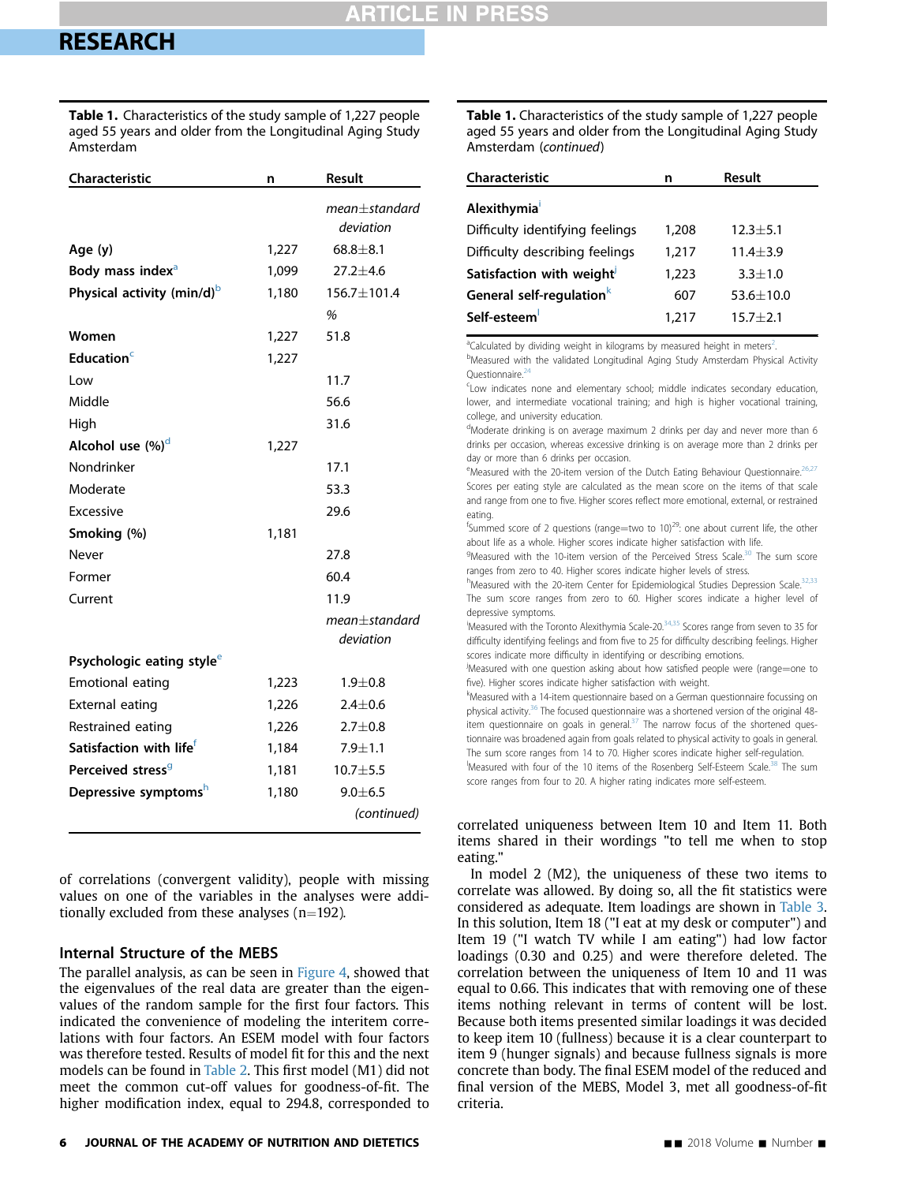**Table 1.** Characteristics of the study sample of 1,227 people aged 55 years and older from the Longitudinal Aging Study Amsterdam

| Characteristic | n | Result |
|---|---|---|
| | | *mean±standard deviation* |
| **Age (y)** | 1,227 | 68.8±8.1 |
| **Body mass index**[a] | 1,099 | 27.2±4.6 |
| **Physical activity (min/d)**[b] | 1,180 | 156.7±101.4 |
| | | *%* |
| **Women** | 1,227 | 51.8 |
| **Education**[c] | 1,227 | |
| Low | | 11.7 |
| Middle | | 56.6 |
| High | | 31.6 |
| **Alcohol use (%)**[d] | 1,227 | |
| Nondrinker | | 17.1 |
| Moderate | | 53.3 |
| Excessive | | 29.6 |
| **Smoking (%)** | 1,181 | |
| Never | | 27.8 |
| Former | | 60.4 |
| Current | | 11.9 |
| | | *mean±standard deviation* |
| **Psychologic eating style**[e] | | |
| Emotional eating | 1,223 | 1.9±0.8 |
| External eating | 1,226 | 2.4±0.6 |
| Restrained eating | 1,226 | 2.7±0.8 |
| **Satisfaction with life**[f] | 1,184 | 7.9±1.1 |
| **Perceived stress**[g] | 1,181 | 10.7±5.5 |
| **Depressive symptoms**[h] | 1,180 | 9.0±6.5 |
| **Alexithymia**[i] | | |
| Difficulty identifying feelings | 1,208 | 12.3±5.1 |
| Difficulty describing feelings | 1,217 | 11.4±3.9 |
| **Satisfaction with weight**[j] | 1,223 | 3.3±1.0 |
| **General self-regulation**[k] | 607 | 53.6±10.0 |
| **Self-esteem**[l] | 1,217 | 15.7±2.1 |

[a]Calculated by dividing weight in kilograms by measured height in meters[2].
[b]Measured with the validated Longitudinal Aging Study Amsterdam Physical Activity Questionnaire.[24]
[c]Low indicates none and elementary school; middle indicates secondary education, lower, and intermediate vocational training; and high is higher vocational training, college, and university education.
[d]Moderate drinking is on average maximum 2 drinks per day and never more than 6 drinks per occasion, whereas excessive drinking is on average more than 2 drinks per day or more than 6 drinks per occasion.
[e]Measured with the 20-item version of the Dutch Eating Behaviour Questionnaire.[26,27] Scores per eating style are calculated as the mean score on the items of that scale and range from one to five. Higher scores reflect more emotional, external, or restrained eating.
[f]Summed score of 2 questions (range=two to 10)[29]: one about current life, the other about life as a whole. Higher scores indicate higher satisfaction with life.
[g]Measured with the 10-item version of the Perceived Stress Scale.[30] The sum score ranges from zero to 40. Higher scores indicate higher levels of stress.
[h]Measured with the 20-item Center for Epidemiological Studies Depression Scale.[32,33] The sum score ranges from zero to 60. Higher scores indicate a higher level of depressive symptoms.
[i]Measured with the Toronto Alexithymia Scale-20.[34,35] Scores range from seven to 35 for difficulty identifying feelings and from five to 25 for difficulty describing feelings. Higher scores indicate more difficulty in identifying or describing emotions.
[j]Measured with one question asking about how satisfied people were (range=one to five). Higher scores indicate higher satisfaction with weight.
[k]Measured with a 14-item questionnaire based on a German questionnaire focussing on physical activity.[36] The focused questionnaire was a shortened version of the original 48-item questionnaire on goals in general.[37] The narrow focus of the shortened questionnaire was broadened again from goals related to physical activity to goals in general. The sum score ranges from 14 to 70. Higher scores indicate higher self-regulation.
[l]Measured with four of the 10 items of the Rosenberg Self-Esteem Scale.[38] The sum score ranges from four to 20. A higher rating indicates more self-esteem.

of correlations (convergent validity), people with missing values on one of the variables in the analyses were additionally excluded from these analyses (n=192).

## Internal Structure of the MEBS

The parallel analysis, as can be seen in Figure 4, showed that the eigenvalues of the real data are greater than the eigenvalues of the random sample for the first four factors. This indicated the convenience of modeling the interitem correlations with four factors. An ESEM model with four factors was therefore tested. Results of model fit for this and the next models can be found in Table 2. This first model (M1) did not meet the common cut-off values for goodness-of-fit. The higher modification index, equal to 294.8, corresponded to correlated uniqueness between Item 10 and Item 11. Both items shared in their wordings "to tell me when to stop eating."

In model 2 (M2), the uniqueness of these two items to correlate was allowed. By doing so, all the fit statistics were considered as adequate. Item loadings are shown in Table 3. In this solution, Item 18 ("I eat at my desk or computer") and Item 19 ("I watch TV while I am eating") had low factor loadings (0.30 and 0.25) and were therefore deleted. The correlation between the uniqueness of Item 10 and 11 was equal to 0.66. This indicates that with removing one of these items nothing relevant in terms of content will be lost. Because both items presented similar loadings it was decided to keep item 10 (fullness) because it is a clear counterpart to item 9 (hunger signals) and because fullness signals is more concrete than body. The final ESEM model of the reduced and final version of the MEBS, Model 3, met all goodness-of-fit criteria.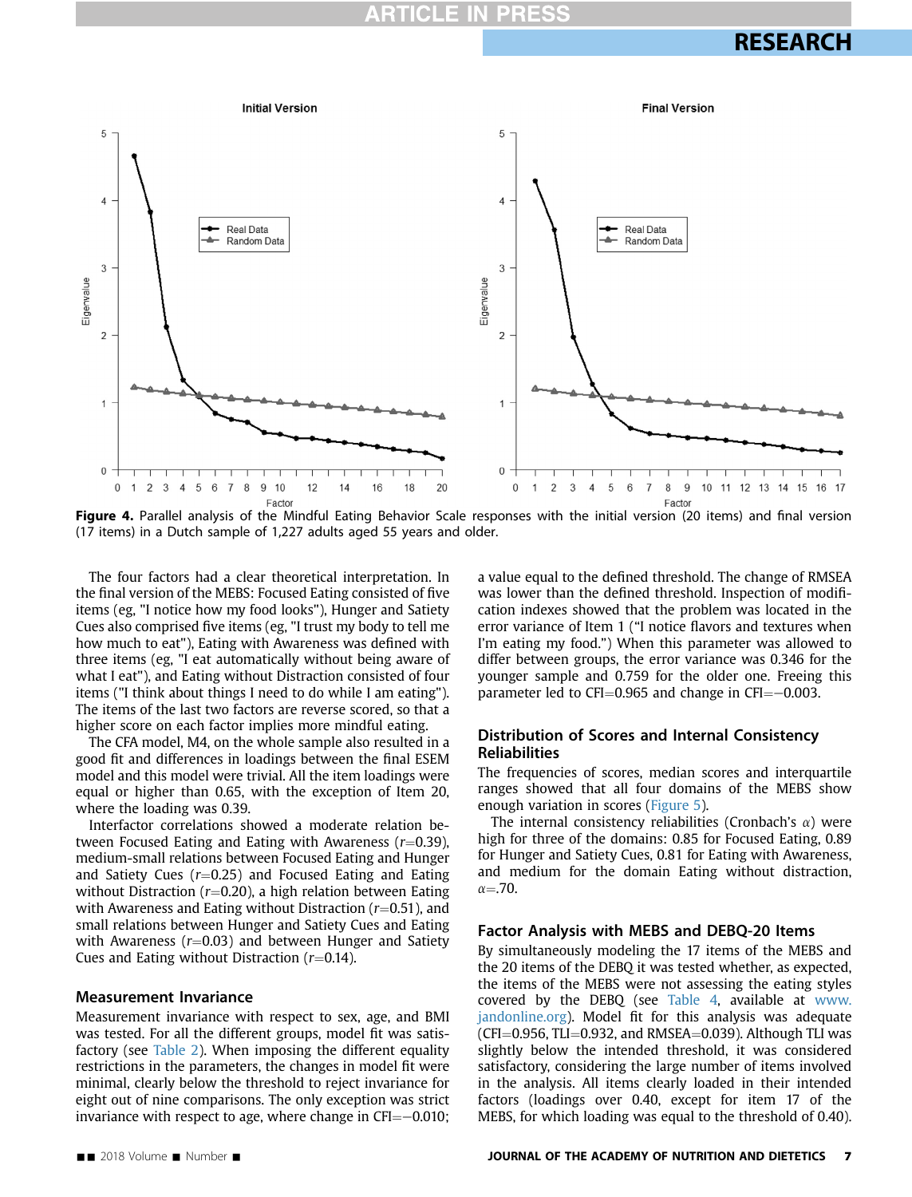Figure 4. Parallel analysis of the Mindful Eating Behavior Scale responses with the initial version (20 items) and final version (17 items) in a Dutch sample of 1,227 adults aged 55 years and older.

The four factors had a clear theoretical interpretation. In the final version of the MEBS: Focused Eating consisted of five items (eg, "I notice how my food looks"), Hunger and Satiety Cues also comprised five items (eg, "I trust my body to tell me how much to eat"), Eating with Awareness was defined with three items (eg, "I eat automatically without being aware of what I eat"), and Eating without Distraction consisted of four items ("I think about things I need to do while I am eating"). The items of the last two factors are reverse scored, so that a higher score on each factor implies more mindful eating.

The CFA model, M4, on the whole sample also resulted in a good fit and differences in loadings between the final ESEM model and this model were trivial. All the item loadings were equal or higher than 0.65, with the exception of Item 20, where the loading was 0.39.

Interfactor correlations showed a moderate relation between Focused Eating and Eating with Awareness ($r$=0.39), medium-small relations between Focused Eating and Hunger and Satiety Cues ($r$=0.25) and Focused Eating and Eating without Distraction ($r$=0.20), a high relation between Eating with Awareness and Eating without Distraction ($r$=0.51), and small relations between Hunger and Satiety Cues and Eating with Awareness ($r$=0.03) and between Hunger and Satiety Cues and Eating without Distraction ($r$=0.14).

## Measurement Invariance

Measurement invariance with respect to sex, age, and BMI was tested. For all the different groups, model fit was satisfactory (see Table 2). When imposing the different equality restrictions in the parameters, the changes in model fit were minimal, clearly below the threshold to reject invariance for eight out of nine comparisons. The only exception was strict invariance with respect to age, where change in CFI=−0.010; a value equal to the defined threshold. The change of RMSEA was lower than the defined threshold. Inspection of modification indexes showed that the problem was located in the error variance of Item 1 ("I notice flavors and textures when I'm eating my food.") When this parameter was allowed to differ between groups, the error variance was 0.346 for the younger sample and 0.759 for the older one. Freeing this parameter led to CFI=0.965 and change in CFI=−0.003.

## Distribution of Scores and Internal Consistency Reliabilities

The frequencies of scores, median scores and interquartile ranges showed that all four domains of the MEBS show enough variation in scores (Figure 5).

The internal consistency reliabilities (Cronbach's $\alpha$) were high for three of the domains: 0.85 for Focused Eating, 0.89 for Hunger and Satiety Cues, 0.81 for Eating with Awareness, and medium for the domain Eating without distraction, $\alpha$=.70.

## Factor Analysis with MEBS and DEBQ-20 Items

By simultaneously modeling the 17 items of the MEBS and the 20 items of the DEBQ it was tested whether, as expected, the items of the MEBS were not assessing the eating styles covered by the DEBQ (see Table 4, available at www.jandonline.org). Model fit for this analysis was adequate (CFI=0.956, TLI=0.932, and RMSEA=0.039). Although TLI was slightly below the intended threshold, it was considered satisfactory, considering the large number of items involved in the analysis. All items clearly loaded in their intended factors (loadings over 0.40, except for item 17 of the MEBS, for which loading was equal to the threshold of 0.40).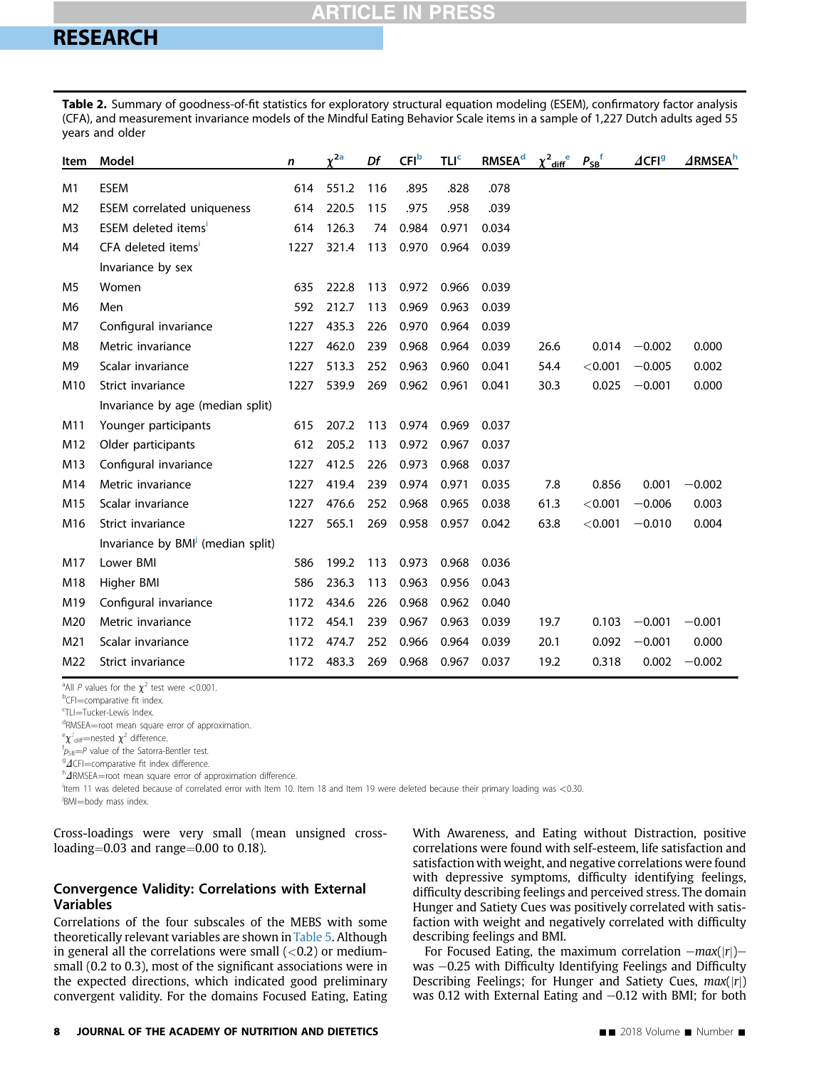**Table 2.** Summary of goodness-of-fit statistics for exploratory structural equation modeling (ESEM), confirmatory factor analysis (CFA), and measurement invariance models of the Mindful Eating Behavior Scale items in a sample of 1,227 Dutch adults aged 55 years and older

| Item | Model | *n* | $\chi^2$[a] | *Df* | CFI[b] | TLI[c] | RMSEA[d] | $\chi^2_{diff}$[e] | $P_{SB}$[f] | ⊿CFI[g] | ⊿RMSEA[h] |
|---|---|---|---|---|---|---|---|---|---|---|---|
| M1 | ESEM | 614 | 551.2 | 116 | .895 | .828 | .078 | | | | |
| M2 | ESEM correlated uniqueness | 614 | 220.5 | 115 | .975 | .958 | .039 | | | | |
| M3 | ESEM deleted items[i] | 614 | 126.3 | 74 | 0.984 | 0.971 | 0.034 | | | | |
| M4 | CFA deleted items[i] | 1227 | 321.4 | 113 | 0.970 | 0.964 | 0.039 | | | | |
| | Invariance by sex | | | | | | | | | | |
| M5 | Women | 635 | 222.8 | 113 | 0.972 | 0.966 | 0.039 | | | | |
| M6 | Men | 592 | 212.7 | 113 | 0.969 | 0.963 | 0.039 | | | | |
| M7 | Configural invariance | 1227 | 435.3 | 226 | 0.970 | 0.964 | 0.039 | | | | |
| M8 | Metric invariance | 1227 | 462.0 | 239 | 0.968 | 0.964 | 0.039 | 26.6 | 0.014 | −0.002 | 0.000 |
| M9 | Scalar invariance | 1227 | 513.3 | 252 | 0.963 | 0.960 | 0.041 | 54.4 | <0.001 | −0.005 | 0.002 |
| M10 | Strict invariance | 1227 | 539.9 | 269 | 0.962 | 0.961 | 0.041 | 30.3 | 0.025 | −0.001 | 0.000 |
| | Invariance by age (median split) | | | | | | | | | | |
| M11 | Younger participants | 615 | 207.2 | 113 | 0.974 | 0.969 | 0.037 | | | | |
| M12 | Older participants | 612 | 205.2 | 113 | 0.972 | 0.967 | 0.037 | | | | |
| M13 | Configural invariance | 1227 | 412.5 | 226 | 0.973 | 0.968 | 0.037 | | | | |
| M14 | Metric invariance | 1227 | 419.4 | 239 | 0.974 | 0.971 | 0.035 | 7.8 | 0.856 | 0.001 | −0.002 |
| M15 | Scalar invariance | 1227 | 476.6 | 252 | 0.968 | 0.965 | 0.038 | 61.3 | <0.001 | −0.006 | 0.003 |
| M16 | Strict invariance | 1227 | 565.1 | 269 | 0.958 | 0.957 | 0.042 | 63.8 | <0.001 | −0.010 | 0.004 |
| | Invariance by BMI[j] (median split) | | | | | | | | | | |
| M17 | Lower BMI | 586 | 199.2 | 113 | 0.973 | 0.968 | 0.036 | | | | |
| M18 | Higher BMI | 586 | 236.3 | 113 | 0.963 | 0.956 | 0.043 | | | | |
| M19 | Configural invariance | 1172 | 434.6 | 226 | 0.968 | 0.962 | 0.040 | | | | |
| M20 | Metric invariance | 1172 | 454.1 | 239 | 0.967 | 0.963 | 0.039 | 19.7 | 0.103 | −0.001 | −0.001 |
| M21 | Scalar invariance | 1172 | 474.7 | 252 | 0.966 | 0.964 | 0.039 | 20.1 | 0.092 | −0.001 | 0.000 |
| M22 | Strict invariance | 1172 | 483.3 | 269 | 0.968 | 0.967 | 0.037 | 19.2 | 0.318 | 0.002 | −0.002 |

[a]All *P* values for the $\chi^2$ test were <0.001.
[b]CFI=comparative fit index.
[c]TLI=Tucker-Lewis Index.
[d]RMSEA=root mean square error of approximation.
[e]$\chi^2_{diff}$=nested $\chi^2$ difference.
[f]$p_{SB}$=*P* value of the Satorra-Bentler test.
[g]⊿CFI=comparative fit index difference.
[h]⊿RMSEA=root mean square error of approximation difference.
[i]Item 11 was deleted because of correlated error with Item 10. Item 18 and Item 19 were deleted because their primary loading was <0.30.
[j]BMI=body mass index.

Cross-loadings were very small (mean unsigned cross-loading=0.03 and range=0.00 to 0.18).

### Convergence Validity: Correlations with External Variables

Correlations of the four subscales of the MEBS with some theoretically relevant variables are shown in Table 5. Although in general all the correlations were small (<0.2) or medium-small (0.2 to 0.3), most of the significant associations were in the expected directions, which indicated good preliminary convergent validity. For the domains Focused Eating, Eating With Awareness, and Eating without Distraction, positive correlations were found with self-esteem, life satisfaction and satisfaction with weight, and negative correlations were found with depressive symptoms, difficulty identifying feelings, difficulty describing feelings and perceived stress. The domain Hunger and Satiety Cues was positively correlated with satisfaction with weight and negatively correlated with difficulty describing feelings and BMI.

For Focused Eating, the maximum correlation −*max*(|*r*|)− was −0.25 with Difficulty Identifying Feelings and Difficulty Describing Feelings; for Hunger and Satiety Cues, *max*(|*r*|) was 0.12 with External Eating and −0.12 with BMI; for both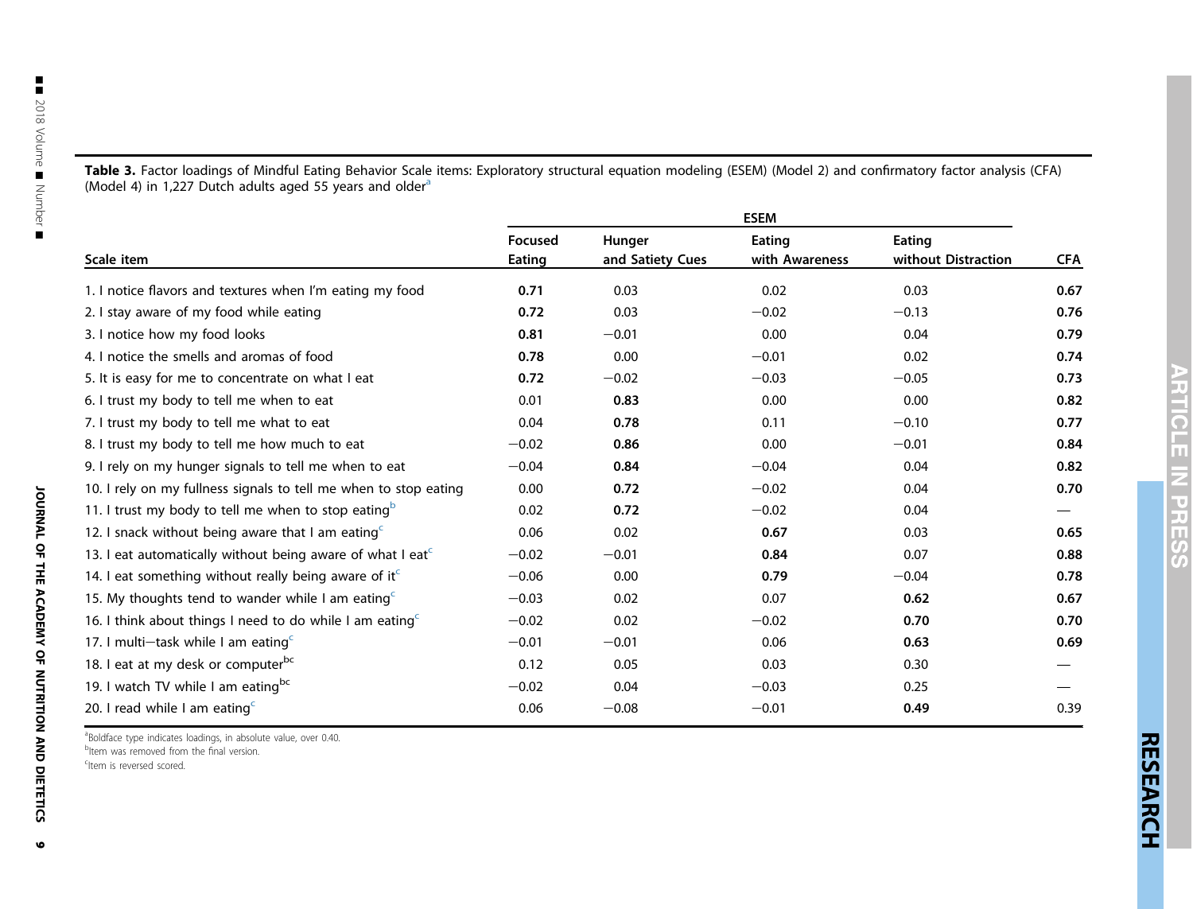**Table 3.** Factor loadings of Mindful Eating Behavior Scale items: Exploratory structural equation modeling (ESEM) (Model 2) and confirmatory factor analysis (CFA) (Model 4) in 1,227 Dutch adults aged 55 years and older[a]

| | ESEM | | | | |
|---|---|---|---|---|---|
| Scale item | Focused Eating | Hunger and Satiety Cues | Eating with Awareness | Eating without Distraction | CFA |
| 1. I notice flavors and textures when I'm eating my food | **0.71** | 0.03 | 0.02 | 0.03 | **0.67** |
| 2. I stay aware of my food while eating | **0.72** | 0.03 | −0.02 | −0.13 | **0.76** |
| 3. I notice how my food looks | **0.81** | −0.01 | 0.00 | 0.04 | **0.79** |
| 4. I notice the smells and aromas of food | **0.78** | 0.00 | −0.01 | 0.02 | **0.74** |
| 5. It is easy for me to concentrate on what I eat | **0.72** | −0.02 | −0.03 | −0.05 | **0.73** |
| 6. I trust my body to tell me when to eat | 0.01 | **0.83** | 0.00 | 0.00 | **0.82** |
| 7. I trust my body to tell me what to eat | 0.04 | **0.78** | 0.11 | −0.10 | **0.77** |
| 8. I trust my body to tell me how much to eat | −0.02 | **0.86** | 0.00 | −0.01 | **0.84** |
| 9. I rely on my hunger signals to tell me when to eat | −0.04 | **0.84** | −0.04 | 0.04 | **0.82** |
| 10. I rely on my fullness signals to tell me when to stop eating | 0.00 | **0.72** | −0.02 | 0.04 | **0.70** |
| 11. I trust my body to tell me when to stop eating[b] | 0.02 | **0.72** | −0.02 | 0.04 | — |
| 12. I snack without being aware that I am eating[c] | 0.06 | 0.02 | **0.67** | 0.03 | **0.65** |
| 13. I eat automatically without being aware of what I eat[c] | −0.02 | −0.01 | **0.84** | 0.07 | **0.88** |
| 14. I eat something without really being aware of it[c] | −0.06 | 0.00 | **0.79** | −0.04 | **0.78** |
| 15. My thoughts tend to wander while I am eating[c] | −0.03 | 0.02 | 0.07 | **0.62** | **0.67** |
| 16. I think about things I need to do while I am eating[c] | −0.02 | 0.02 | −0.02 | **0.70** | **0.70** |
| 17. I multi−task while I am eating[c] | −0.01 | −0.01 | 0.06 | **0.63** | **0.69** |
| 18. I eat at my desk or computer[bc] | 0.12 | 0.05 | 0.03 | 0.30 | — |
| 19. I watch TV while I am eating[bc] | −0.02 | 0.04 | −0.03 | 0.25 | — |
| 20. I read while I am eating[c] | 0.06 | −0.08 | −0.01 | **0.49** | 0.39 |

[a]Boldface type indicates loadings, in absolute value, over 0.40.
[b]Item was removed from the final version.
[c]Item is reversed scored.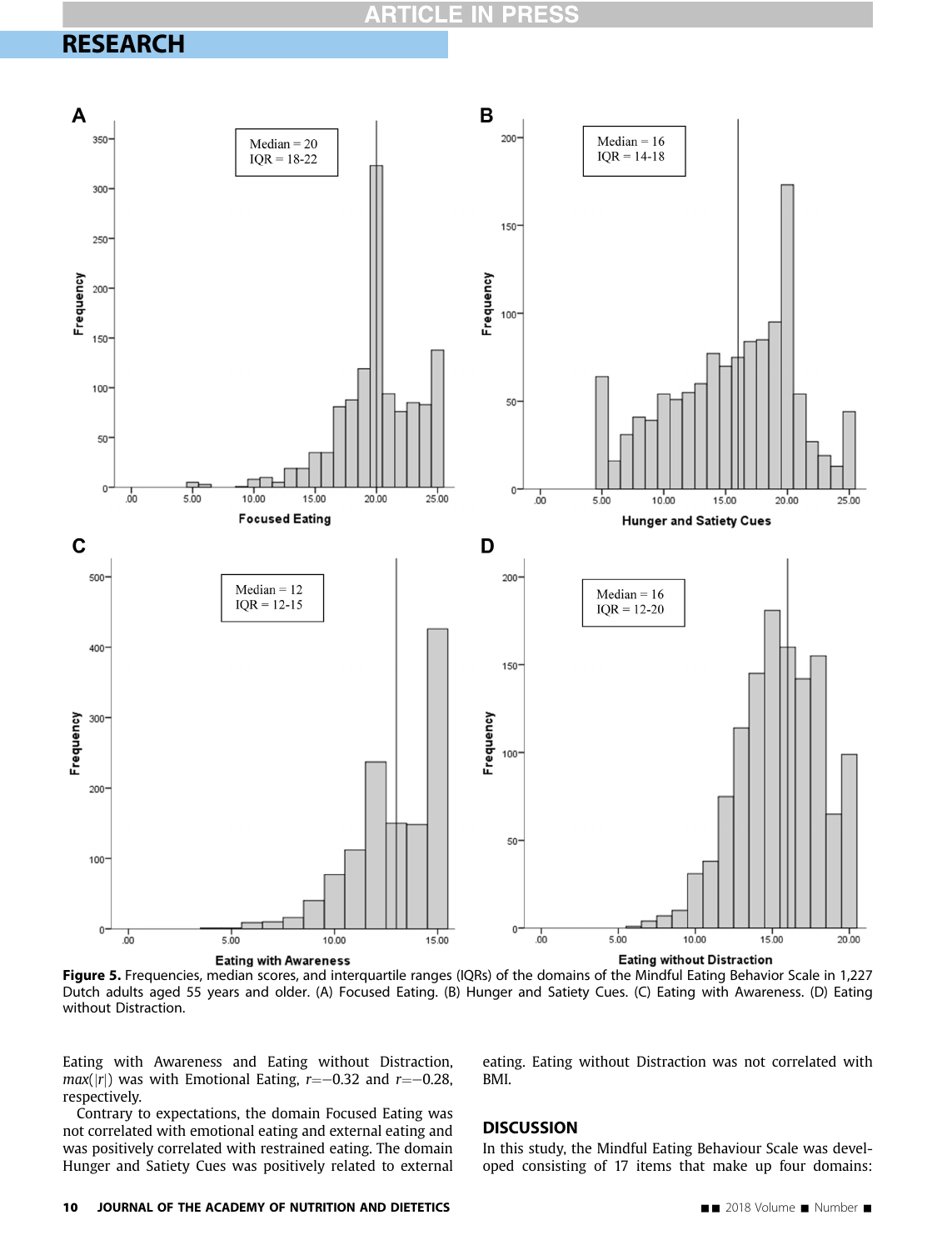Figure 5. Frequencies, median scores, and interquartile ranges (IQRs) of the domains of the Mindful Eating Behavior Scale in 1,227 Dutch adults aged 55 years and older. (A) Focused Eating. (B) Hunger and Satiety Cues. (C) Eating with Awareness. (D) Eating without Distraction.

Eating with Awareness and Eating without Distraction, $max(|r|)$ was with Emotional Eating, $r=-0.32$ and $r=-0.28$, respectively.

Contrary to expectations, the domain Focused Eating was not correlated with emotional eating and external eating and was positively correlated with restrained eating. The domain Hunger and Satiety Cues was positively related to external eating. Eating without Distraction was not correlated with BMI.

## DISCUSSION

In this study, the Mindful Eating Behaviour Scale was developed consisting of 17 items that make up four domains: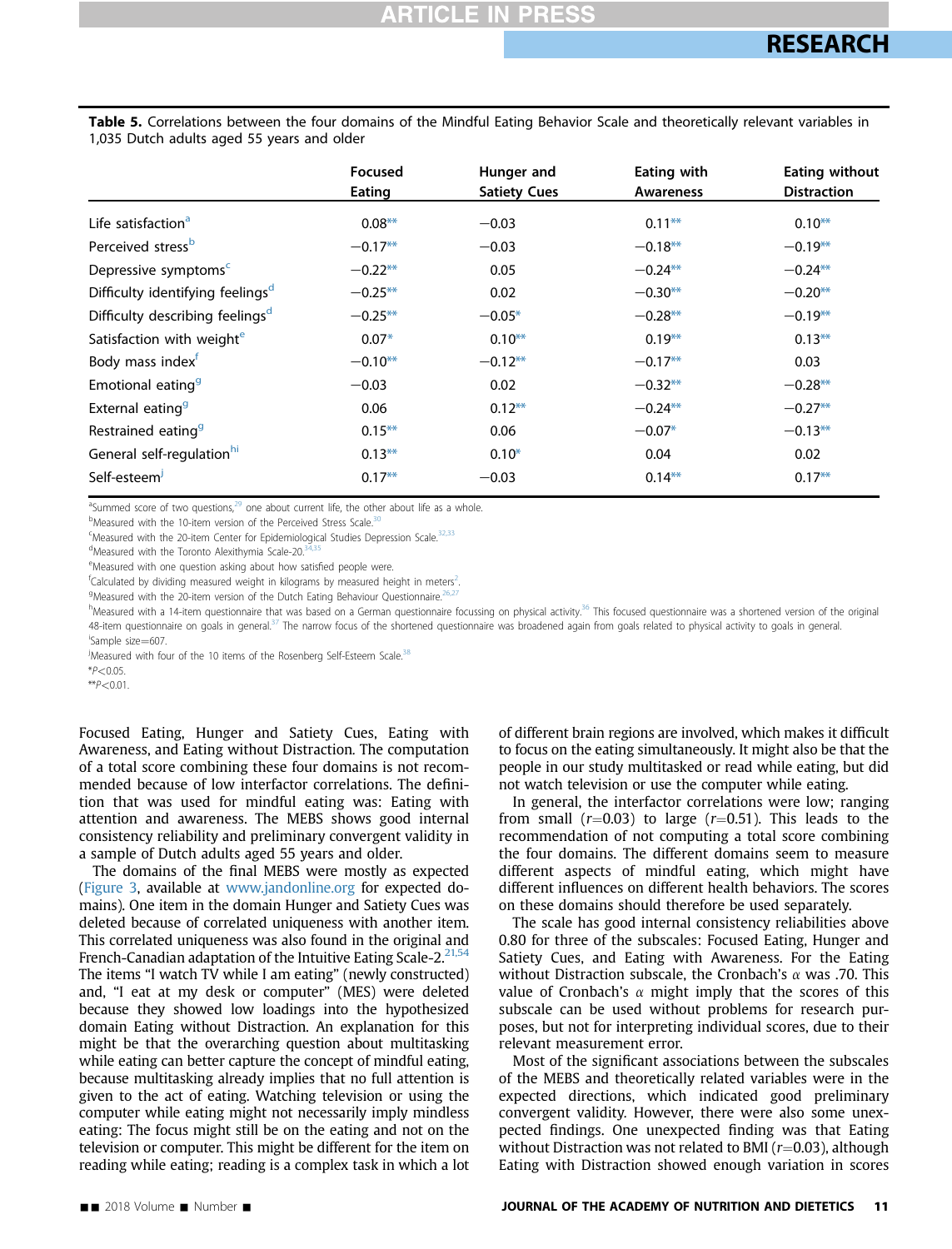**Table 5.** Correlations between the four domains of the Mindful Eating Behavior Scale and theoretically relevant variables in 1,035 Dutch adults aged 55 years and older

| | Focused Eating | Hunger and Satiety Cues | Eating with Awareness | Eating without Distraction |
|---|---|---|---|---|
| Life satisfaction[a] | 0.08** | −0.03 | 0.11** | 0.10** |
| Perceived stress[b] | −0.17** | −0.03 | −0.18** | −0.19** |
| Depressive symptoms[c] | −0.22** | 0.05 | −0.24** | −0.24** |
| Difficulty identifying feelings[d] | −0.25** | 0.02 | −0.30** | −0.20** |
| Difficulty describing feelings[d] | −0.25** | −0.05* | −0.28** | −0.19** |
| Satisfaction with weight[e] | 0.07* | 0.10** | 0.19** | 0.13** |
| Body mass index[f] | −0.10** | −0.12** | −0.17** | 0.03 |
| Emotional eating[g] | −0.03 | 0.02 | −0.32** | −0.28** |
| External eating[g] | 0.06 | 0.12** | −0.24** | −0.27** |
| Restrained eating[g] | 0.15** | 0.06 | −0.07* | −0.13** |
| General self-regulation[hi] | 0.13** | 0.10* | 0.04 | 0.02 |
| Self-esteem[j] | 0.17** | −0.03 | 0.14** | 0.17** |

[a]Summed score of two questions,[29] one about current life, the other about life as a whole.
[b]Measured with the 10-item version of the Perceived Stress Scale.[30]
[c]Measured with the 20-item Center for Epidemiological Studies Depression Scale.[32,33]
[d]Measured with the Toronto Alexithymia Scale-20.[34,35]
[e]Measured with one question asking about how satisfied people were.
[f]Calculated by dividing measured weight in kilograms by measured height in meters$^2$.
[g]Measured with the 20-item version of the Dutch Eating Behaviour Questionnaire.[26,27]
[h]Measured with a 14-item questionnaire that was based on a German questionnaire focussing on physical activity.[36] This focused questionnaire was a shortened version of the original 48-item questionnaire on goals in general.[37] The narrow focus of the shortened questionnaire was broadened again from goals related to physical activity to goals in general.
[i]Sample size=607.
[j]Measured with four of the 10 items of the Rosenberg Self-Esteem Scale.[38]
*$P<0.05$.
**$P<0.01$.

Focused Eating, Hunger and Satiety Cues, Eating with Awareness, and Eating without Distraction. The computation of a total score combining these four domains is not recommended because of low interfactor correlations. The definition that was used for mindful eating was: Eating with attention and awareness. The MEBS shows good internal consistency reliability and preliminary convergent validity in a sample of Dutch adults aged 55 years and older.

The domains of the final MEBS were mostly as expected (Figure 3, available at www.jandonline.org for expected domains). One item in the domain Hunger and Satiety Cues was deleted because of correlated uniqueness with another item. This correlated uniqueness was also found in the original and French-Canadian adaptation of the Intuitive Eating Scale-2.[21,54] The items "I watch TV while I am eating" (newly constructed) and, "I eat at my desk or computer" (MES) were deleted because they showed low loadings into the hypothesized domain Eating without Distraction. An explanation for this might be that the overarching question about multitasking while eating can better capture the concept of mindful eating, because multitasking already implies that no full attention is given to the act of eating. Watching television or using the computer while eating might not necessarily imply mindless eating: The focus might still be on the eating and not on the television or computer. This might be different for the item on reading while eating; reading is a complex task in which a lot of different brain regions are involved, which makes it difficult to focus on the eating simultaneously. It might also be that the people in our study multitasked or read while eating, but did not watch television or use the computer while eating.

In general, the interfactor correlations were low; ranging from small ($r$=0.03) to large ($r$=0.51). This leads to the recommendation of not computing a total score combining the four domains. The different domains seem to measure different aspects of mindful eating, which might have different influences on different health behaviors. The scores on these domains should therefore be used separately.

The scale has good internal consistency reliabilities above 0.80 for three of the subscales: Focused Eating, Hunger and Satiety Cues, and Eating with Awareness. For the Eating without Distraction subscale, the Cronbach's $\alpha$ was .70. This value of Cronbach's $\alpha$ might imply that the scores of this subscale can be used without problems for research purposes, but not for interpreting individual scores, due to their relevant measurement error.

Most of the significant associations between the subscales of the MEBS and theoretically related variables were in the expected directions, which indicated good preliminary convergent validity. However, there were also some unexpected findings. One unexpected finding was that Eating without Distraction was not related to BMI ($r$=0.03), although Eating with Distraction showed enough variation in scores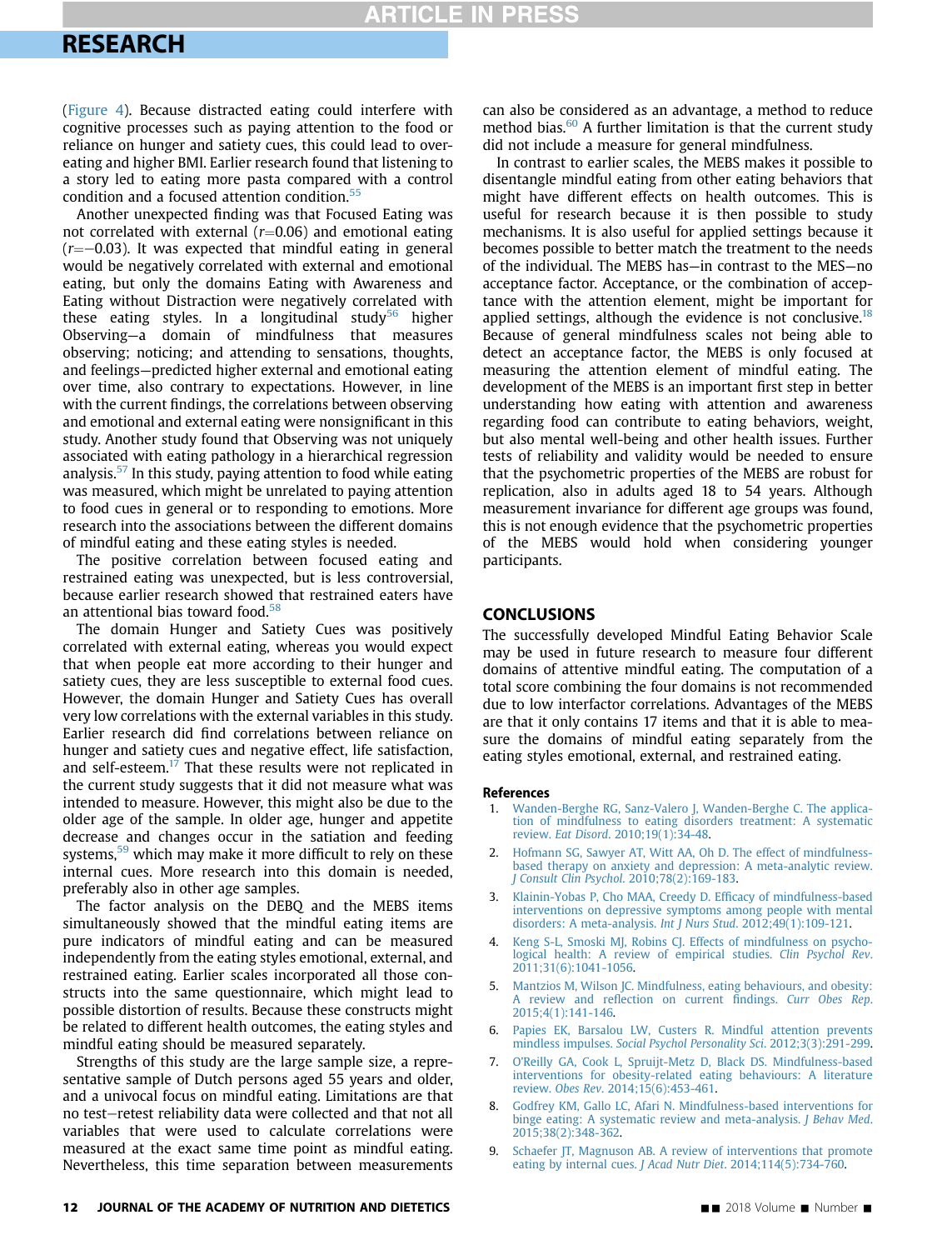(Figure 4). Because distracted eating could interfere with cognitive processes such as paying attention to the food or reliance on hunger and satiety cues, this could lead to overeating and higher BMI. Earlier research found that listening to a story led to eating more pasta compared with a control condition and a focused attention condition.[55]

Another unexpected finding was that Focused Eating was not correlated with external ($r$=0.06) and emotional eating ($r$=−0.03). It was expected that mindful eating in general would be negatively correlated with external and emotional eating, but only the domains Eating with Awareness and Eating without Distraction were negatively correlated with these eating styles. In a longitudinal study[56] higher Observing—a domain of mindfulness that measures observing; noticing; and attending to sensations, thoughts, and feelings—predicted higher external and emotional eating over time, also contrary to expectations. However, in line with the current findings, the correlations between observing and emotional and external eating were nonsignificant in this study. Another study found that Observing was not uniquely associated with eating pathology in a hierarchical regression analysis.[57] In this study, paying attention to food while eating was measured, which might be unrelated to paying attention to food cues in general or to responding to emotions. More research into the associations between the different domains of mindful eating and these eating styles is needed.

The positive correlation between focused eating and restrained eating was unexpected, but is less controversial, because earlier research showed that restrained eaters have an attentional bias toward food.[58]

The domain Hunger and Satiety Cues was positively correlated with external eating, whereas you would expect that when people eat more according to their hunger and satiety cues, they are less susceptible to external food cues. However, the domain Hunger and Satiety Cues has overall very low correlations with the external variables in this study. Earlier research did find correlations between reliance on hunger and satiety cues and negative effect, life satisfaction, and self-esteem.[17] That these results were not replicated in the current study suggests that it did not measure what was intended to measure. However, this might also be due to the older age of the sample. In older age, hunger and appetite decrease and changes occur in the satiation and feeding systems,[59] which may make it more difficult to rely on these internal cues. More research into this domain is needed, preferably also in other age samples.

The factor analysis on the DEBQ and the MEBS items simultaneously showed that the mindful eating items are pure indicators of mindful eating and can be measured independently from the eating styles emotional, external, and restrained eating. Earlier scales incorporated all those constructs into the same questionnaire, which might lead to possible distortion of results. Because these constructs might be related to different health outcomes, the eating styles and mindful eating should be measured separately.

Strengths of this study are the large sample size, a representative sample of Dutch persons aged 55 years and older, and a univocal focus on mindful eating. Limitations are that no test−retest reliability data were collected and that not all variables that were used to calculate correlations were measured at the exact same time point as mindful eating. Nevertheless, this time separation between measurements can also be considered as an advantage, a method to reduce method bias.[60] A further limitation is that the current study did not include a measure for general mindfulness.

In contrast to earlier scales, the MEBS makes it possible to disentangle mindful eating from other eating behaviors that might have different effects on health outcomes. This is useful for research because it is then possible to study mechanisms. It is also useful for applied settings because it becomes possible to better match the treatment to the needs of the individual. The MEBS has—in contrast to the MES—no acceptance factor. Acceptance, or the combination of acceptance with the attention element, might be important for applied settings, although the evidence is not conclusive.[18] Because of general mindfulness scales not being able to detect an acceptance factor, the MEBS is only focused at measuring the attention element of mindful eating. The development of the MEBS is an important first step in better understanding how eating with attention and awareness regarding food can contribute to eating behaviors, weight, but also mental well-being and other health issues. Further tests of reliability and validity would be needed to ensure that the psychometric properties of the MEBS are robust for replication, also in adults aged 18 to 54 years. Although measurement invariance for different age groups was found, this is not enough evidence that the psychometric properties of the MEBS would hold when considering younger participants.

## CONCLUSIONS

The successfully developed Mindful Eating Behavior Scale may be used in future research to measure four different domains of attentive mindful eating. The computation of a total score combining the four domains is not recommended due to low interfactor correlations. Advantages of the MEBS are that it only contains 17 items and that it is able to measure the domains of mindful eating separately from the eating styles emotional, external, and restrained eating.

### References

1. Wanden-Berghe RG, Sanz-Valero J, Wanden-Berghe C. The application of mindfulness to eating disorders treatment: A systematic review. *Eat Disord*. 2010;19(1):34-48.
2. Hofmann SG, Sawyer AT, Witt AA, Oh D. The effect of mindfulness-based therapy on anxiety and depression: A meta-analytic review. *J Consult Clin Psychol*. 2010;78(2):169-183.
3. Klainin-Yobas P, Cho MAA, Creedy D. Efficacy of mindfulness-based interventions on depressive symptoms among people with mental disorders: A meta-analysis. *Int J Nurs Stud*. 2012;49(1):109-121.
4. Keng S-L, Smoski MJ, Robins CJ. Effects of mindfulness on psychological health: A review of empirical studies. *Clin Psychol Rev*. 2011;31(6):1041-1056.
5. Mantzios M, Wilson JC. Mindfulness, eating behaviours, and obesity: A review and reflection on current findings. *Curr Obes Rep*. 2015;4(1):141-146.
6. Papies EK, Barsalou LW, Custers R. Mindful attention prevents mindless impulses. *Social Psychol Personality Sci*. 2012;3(3):291-299.
7. O'Reilly GA, Cook L, Spruijt-Metz D, Black DS. Mindfulness-based interventions for obesity-related eating behaviours: A literature review. *Obes Rev*. 2014;15(6):453-461.
8. Godfrey KM, Gallo LC, Afari N. Mindfulness-based interventions for binge eating: A systematic review and meta-analysis. *J Behav Med*. 2015;38(2):348-362.
9. Schaefer JT, Magnuson AB. A review of interventions that promote eating by internal cues. *J Acad Nutr Diet*. 2014;114(5):734-760.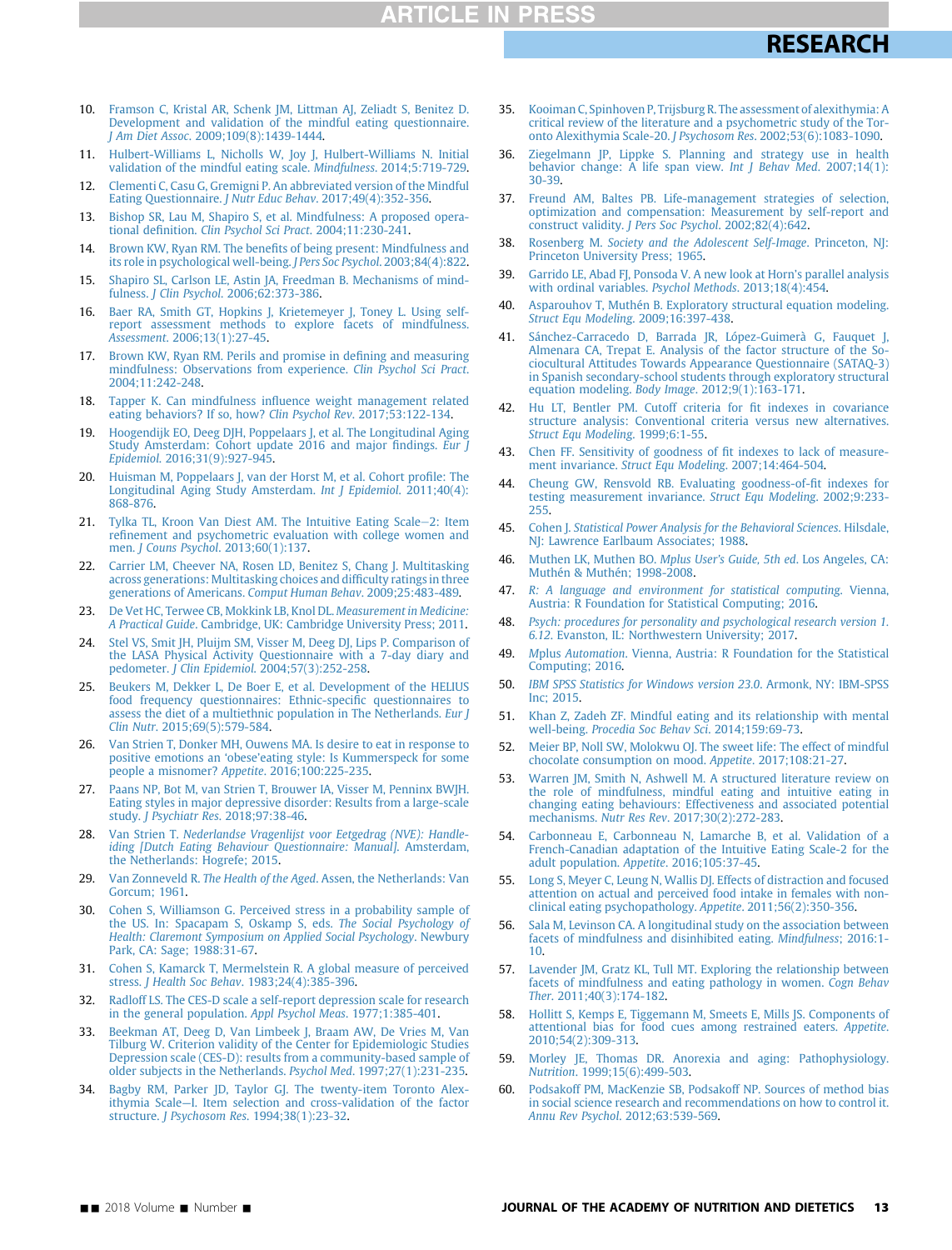10. Framson C, Kristal AR, Schenk JM, Littman AJ, Zeliadt S, Benitez D. Development and validation of the mindful eating questionnaire. *J Am Diet Assoc*. 2009;109(8):1439-1444.
11. Hulbert-Williams L, Nicholls W, Joy J, Hulbert-Williams N. Initial validation of the mindful eating scale. *Mindfulness*. 2014;5:719-729.
12. Clementi C, Casu G, Gremigni P. An abbreviated version of the Mindful Eating Questionnaire. *J Nutr Educ Behav*. 2017;49(4):352-356.
13. Bishop SR, Lau M, Shapiro S, et al. Mindfulness: A proposed operational definition. *Clin Psychol Sci Pract*. 2004;11:230-241.
14. Brown KW, Ryan RM. The benefits of being present: Mindfulness and its role in psychological well-being. *J Pers Soc Psychol*. 2003;84(4):822.
15. Shapiro SL, Carlson LE, Astin JA, Freedman B. Mechanisms of mindfulness. *J Clin Psychol*. 2006;62:373-386.
16. Baer RA, Smith GT, Hopkins J, Krietemeyer J, Toney L. Using self-report assessment methods to explore facets of mindfulness. *Assessment*. 2006;13(1):27-45.
17. Brown KW, Ryan RM. Perils and promise in defining and measuring mindfulness: Observations from experience. *Clin Psychol Sci Pract*. 2004;11:242-248.
18. Tapper K. Can mindfulness influence weight management related eating behaviors? If so, how? *Clin Psychol Rev*. 2017;53:122-134.
19. Hoogendijk EO, Deeg DJH, Poppelaars J, et al. The Longitudinal Aging Study Amsterdam: Cohort update 2016 and major findings. *Eur J Epidemiol*. 2016;31(9):927-945.
20. Huisman M, Poppelaars J, van der Horst M, et al. Cohort profile: The Longitudinal Aging Study Amsterdam. *Int J Epidemiol*. 2011;40(4):868-876.
21. Tylka TL, Kroon Van Diest AM. The Intuitive Eating Scale—2: Item refinement and psychometric evaluation with college women and men. *J Couns Psychol*. 2013;60(1):137.
22. Carrier LM, Cheever NA, Rosen LD, Benitez S, Chang J. Multitasking across generations: Multitasking choices and difficulty ratings in three generations of Americans. *Comput Human Behav*. 2009;25:483-489.
23. De Vet HC, Terwee CB, Mokkink LB, Knol DL. *Measurement in Medicine: A Practical Guide*. Cambridge, UK: Cambridge University Press; 2011.
24. Stel VS, Smit JH, Pluijm SM, Visser M, Deeg DJ, Lips P. Comparison of the LASA Physical Activity Questionnaire with a 7-day diary and pedometer. *J Clin Epidemiol*. 2004;57(3):252-258.
25. Beukers M, Dekker L, De Boer E, et al. Development of the HELIUS food frequency questionnaires: Ethnic-specific questionnaires to assess the diet of a multiethnic population in The Netherlands. *Eur J Clin Nutr*. 2015;69(5):579-584.
26. Van Strien T, Donker MH, Ouwens MA. Is desire to eat in response to positive emotions an 'obese'eating style: Is Kummerspeck for some people a misnomer? *Appetite*. 2016;100:225-235.
27. Paans NP, Bot M, van Strien T, Brouwer IA, Visser M, Penninx BWJH. Eating styles in major depressive disorder: Results from a large-scale study. *J Psychiatr Res*. 2018;97:38-46.
28. Van Strien T. *Nederlandse Vragenlijst voor Eetgedrag (NVE): Handleiding [Dutch Eating Behaviour Questionnaire: Manual]*. Amsterdam, the Netherlands: Hogrefe; 2015.
29. Van Zonneveld R. *The Health of the Aged*. Assen, the Netherlands: Van Gorcum; 1961.
30. Cohen S, Williamson G. Perceived stress in a probability sample of the US. In: Spacapam S, Oskamp S, eds. *The Social Psychology of Health: Claremont Symposium on Applied Social Psychology*. Newbury Park, CA: Sage; 1988:31-67.
31. Cohen S, Kamarck T, Mermelstein R. A global measure of perceived stress. *J Health Soc Behav*. 1983;24(4):385-396.
32. Radloff LS. The CES-D scale a self-report depression scale for research in the general population. *Appl Psychol Meas*. 1977;1:385-401.
33. Beekman AT, Deeg D, Van Limbeek J, Braam AW, De Vries M, Van Tilburg W. Criterion validity of the Center for Epidemiologic Studies Depression scale (CES-D): results from a community-based sample of older subjects in the Netherlands. *Psychol Med*. 1997;27(1):231-235.
34. Bagby RM, Parker JD, Taylor GJ. The twenty-item Toronto Alexithymia Scale—I. Item selection and cross-validation of the factor structure. *J Psychosom Res*. 1994;38(1):23-32.
35. Kooiman C, Spinhoven P, Trijsburg R. The assessment of alexithymia: A critical review of the literature and a psychometric study of the Toronto Alexithymia Scale-20. *J Psychosom Res*. 2002;53(6):1083-1090.
36. Ziegelmann JP, Lippke S. Planning and strategy use in health behavior change: A life span view. *Int J Behav Med*. 2007;14(1):30-39.
37. Freund AM, Baltes PB. Life-management strategies of selection, optimization and compensation: Measurement by self-report and construct validity. *J Pers Soc Psychol*. 2002;82(4):642.
38. Rosenberg M. *Society and the Adolescent Self-Image*. Princeton, NJ: Princeton University Press; 1965.
39. Garrido LE, Abad FJ, Ponsoda V. A new look at Horn's parallel analysis with ordinal variables. *Psychol Methods*. 2013;18(4):454.
40. Asparouhov T, Muthén B. Exploratory structural equation modeling. *Struct Equ Modeling*. 2009;16:397-438.
41. Sánchez-Carracedo D, Barrada JR, López-Guimerà G, Fauquet J, Almenara CA, Trepat E. Analysis of the factor structure of the Sociocultural Attitudes Towards Appearance Questionnaire (SATAQ-3) in Spanish secondary-school students through exploratory structural equation modeling. *Body Image*. 2012;9(1):163-171.
42. Hu LT, Bentler PM. Cutoff criteria for fit indexes in covariance structure analysis: Conventional criteria versus new alternatives. *Struct Equ Modeling*. 1999;6:1-55.
43. Chen FF. Sensitivity of goodness of fit indexes to lack of measurement invariance. *Struct Equ Modeling*. 2007;14:464-504.
44. Cheung GW, Rensvold RB. Evaluating goodness-of-fit indexes for testing measurement invariance. *Struct Equ Modeling*. 2002;9:233-255.
45. Cohen J. *Statistical Power Analysis for the Behavioral Sciences*. Hilsdale, NJ: Lawrence Earlbaum Associates; 1988.
46. Muthen LK, Muthen BO. *Mplus User's Guide, 5th ed*. Los Angeles, CA: Muthén & Muthén; 1998-2008.
47. *R: A language and environment for statistical computing*. Vienna, Austria: R Foundation for Statistical Computing; 2016.
48. *Psych: procedures for personality and psychological research version 1.6.12*. Evanston, IL: Northwestern University; 2017.
49. *Mplus Automation*. Vienna, Austria: R Foundation for the Statistical Computing; 2016.
50. *IBM SPSS Statistics for Windows version 23.0*. Armonk, NY: IBM-SPSS Inc; 2015.
51. Khan Z, Zadeh ZF. Mindful eating and its relationship with mental well-being. *Procedia Soc Behav Sci*. 2014;159:69-73.
52. Meier BP, Noll SW, Molokwu OJ. The sweet life: The effect of mindful chocolate consumption on mood. *Appetite*. 2017;108:21-27.
53. Warren JM, Smith N, Ashwell M. A structured literature review on the role of mindfulness, mindful eating and intuitive eating in changing eating behaviours: Effectiveness and associated potential mechanisms. *Nutr Res Rev*. 2017;30(2):272-283.
54. Carbonneau E, Carbonneau N, Lamarche B, et al. Validation of a French-Canadian adaptation of the Intuitive Eating Scale-2 for the adult population. *Appetite*. 2016;105:37-45.
55. Long S, Meyer C, Leung N, Wallis DJ. Effects of distraction and focused attention on actual and perceived food intake in females with non-clinical eating psychopathology. *Appetite*. 2011;56(2):350-356.
56. Sala M, Levinson CA. A longitudinal study on the association between facets of mindfulness and disinhibited eating. *Mindfulness*; 2016:1-10.
57. Lavender JM, Gratz KL, Tull MT. Exploring the relationship between facets of mindfulness and eating pathology in women. *Cogn Behav Ther*. 2011;40(3):174-182.
58. Hollitt S, Kemps E, Tiggemann M, Smeets E, Mills JS. Components of attentional bias for food cues among restrained eaters. *Appetite*. 2010;54(2):309-313.
59. Morley JE, Thomas DR. Anorexia and aging: Pathophysiology. *Nutrition*. 1999;15(6):499-503.
60. Podsakoff PM, MacKenzie SB, Podsakoff NP. Sources of method bias in social science research and recommendations on how to control it. *Annu Rev Psychol*. 2012;63:539-569.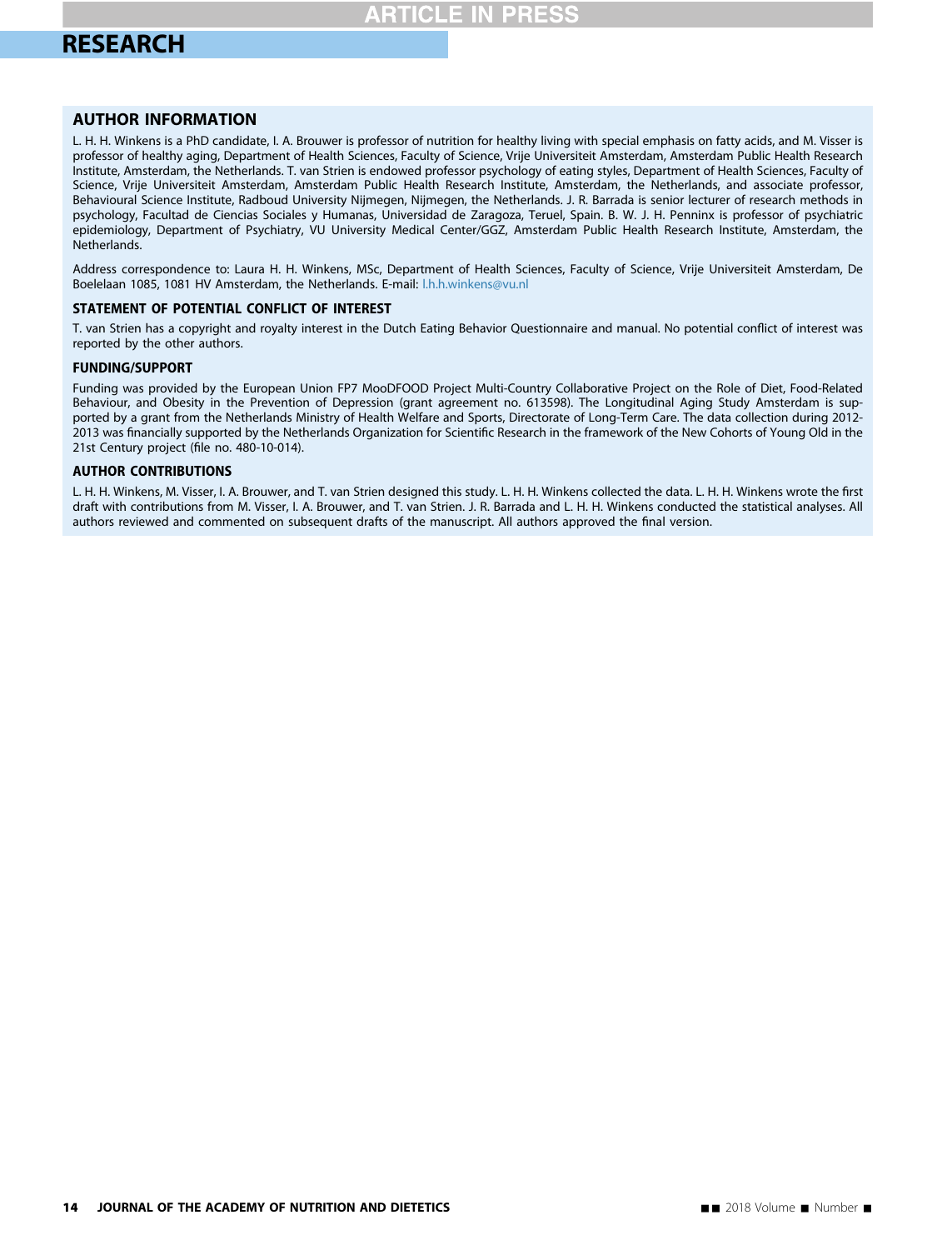## AUTHOR INFORMATION

L. H. H. Winkens is a PhD candidate, I. A. Brouwer is professor of nutrition for healthy living with special emphasis on fatty acids, and M. Visser is professor of healthy aging, Department of Health Sciences, Faculty of Science, Vrije Universiteit Amsterdam, Amsterdam Public Health Research Institute, Amsterdam, the Netherlands. T. van Strien is endowed professor psychology of eating styles, Department of Health Sciences, Faculty of Science, Vrije Universiteit Amsterdam, Amsterdam Public Health Research Institute, Amsterdam, the Netherlands, and associate professor, Behavioural Science Institute, Radboud University Nijmegen, Nijmegen, the Netherlands. J. R. Barrada is senior lecturer of research methods in psychology, Facultad de Ciencias Sociales y Humanas, Universidad de Zaragoza, Teruel, Spain. B. W. J. H. Penninx is professor of psychiatric epidemiology, Department of Psychiatry, VU University Medical Center/GGZ, Amsterdam Public Health Research Institute, Amsterdam, the Netherlands.

Address correspondence to: Laura H. H. Winkens, MSc, Department of Health Sciences, Faculty of Science, Vrije Universiteit Amsterdam, De Boelelaan 1085, 1081 HV Amsterdam, the Netherlands. E-mail: l.h.h.winkens@vu.nl

### STATEMENT OF POTENTIAL CONFLICT OF INTEREST

T. van Strien has a copyright and royalty interest in the Dutch Eating Behavior Questionnaire and manual. No potential conflict of interest was reported by the other authors.

### FUNDING/SUPPORT

Funding was provided by the European Union FP7 MooDFOOD Project Multi-Country Collaborative Project on the Role of Diet, Food-Related Behaviour, and Obesity in the Prevention of Depression (grant agreement no. 613598). The Longitudinal Aging Study Amsterdam is supported by a grant from the Netherlands Ministry of Health Welfare and Sports, Directorate of Long-Term Care. The data collection during 2012-2013 was financially supported by the Netherlands Organization for Scientific Research in the framework of the New Cohorts of Young Old in the 21st Century project (file no. 480-10-014).

### AUTHOR CONTRIBUTIONS

L. H. H. Winkens, M. Visser, I. A. Brouwer, and T. van Strien designed this study. L. H. H. Winkens collected the data. L. H. H. Winkens wrote the first draft with contributions from M. Visser, I. A. Brouwer, and T. van Strien. J. R. Barrada and L. H. H. Winkens conducted the statistical analyses. All authors reviewed and commented on subsequent drafts of the manuscript. All authors approved the final version.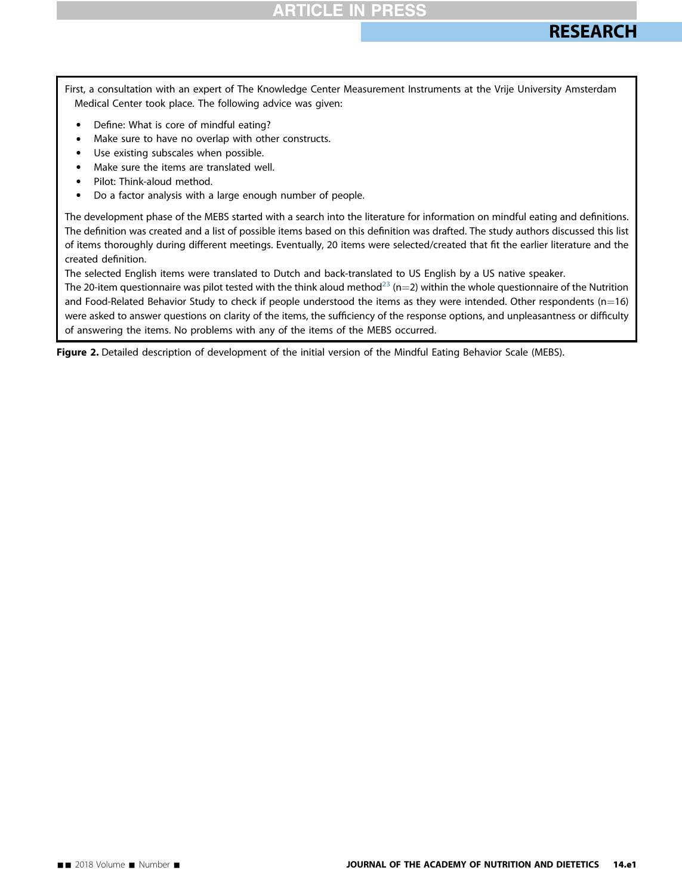First, a consultation with an expert of The Knowledge Center Measurement Instruments at the Vrije University Amsterdam Medical Center took place. The following advice was given:

- Define: What is core of mindful eating?
- Make sure to have no overlap with other constructs.
- Use existing subscales when possible.
- Make sure the items are translated well.
- Pilot: Think-aloud method.
- Do a factor analysis with a large enough number of people.

The development phase of the MEBS started with a search into the literature for information on mindful eating and definitions. The definition was created and a list of possible items based on this definition was drafted. The study authors discussed this list of items thoroughly during different meetings. Eventually, 20 items were selected/created that fit the earlier literature and the created definition.

The selected English items were translated to Dutch and back-translated to US English by a US native speaker.

The 20-item questionnaire was pilot tested with the think aloud method[23] (n=2) within the whole questionnaire of the Nutrition and Food-Related Behavior Study to check if people understood the items as they were intended. Other respondents (n=16) were asked to answer questions on clarity of the items, the sufficiency of the response options, and unpleasantness or difficulty of answering the items. No problems with any of the items of the MEBS occurred.

**Figure 2.** Detailed description of development of the initial version of the Mindful Eating Behavior Scale (MEBS).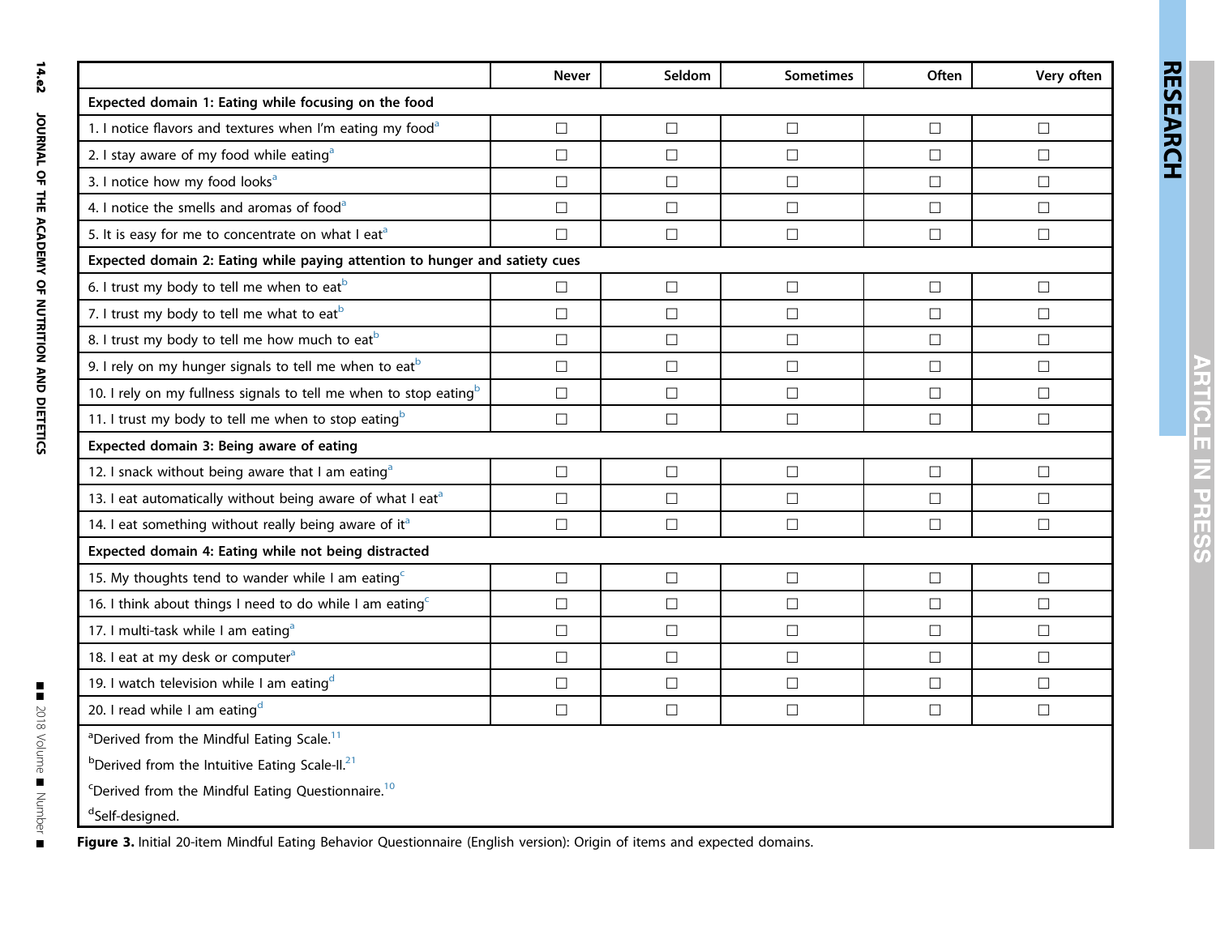|  | Never | Seldom | Sometimes | Often | Very often |
|---|---|---|---|---|---|
| **Expected domain 1: Eating while focusing on the food** | | | | | |
| 1. I notice flavors and textures when I'm eating my food[a] | ☐ | ☐ | ☐ | ☐ | ☐ |
| 2. I stay aware of my food while eating[a] | ☐ | ☐ | ☐ | ☐ | ☐ |
| 3. I notice how my food looks[a] | ☐ | ☐ | ☐ | ☐ | ☐ |
| 4. I notice the smells and aromas of food[a] | ☐ | ☐ | ☐ | ☐ | ☐ |
| 5. It is easy for me to concentrate on what I eat[a] | ☐ | ☐ | ☐ | ☐ | ☐ |
| **Expected domain 2: Eating while paying attention to hunger and satiety cues** | | | | | |
| 6. I trust my body to tell me when to eat[b] | ☐ | ☐ | ☐ | ☐ | ☐ |
| 7. I trust my body to tell me what to eat[b] | ☐ | ☐ | ☐ | ☐ | ☐ |
| 8. I trust my body to tell me how much to eat[b] | ☐ | ☐ | ☐ | ☐ | ☐ |
| 9. I rely on my hunger signals to tell me when to eat[b] | ☐ | ☐ | ☐ | ☐ | ☐ |
| 10. I rely on my fullness signals to tell me when to stop eating[b] | ☐ | ☐ | ☐ | ☐ | ☐ |
| 11. I trust my body to tell me when to stop eating[b] | ☐ | ☐ | ☐ | ☐ | ☐ |
| **Expected domain 3: Being aware of eating** | | | | | |
| 12. I snack without being aware that I am eating[a] | ☐ | ☐ | ☐ | ☐ | ☐ |
| 13. I eat automatically without being aware of what I eat[a] | ☐ | ☐ | ☐ | ☐ | ☐ |
| 14. I eat something without really being aware of it[a] | ☐ | ☐ | ☐ | ☐ | ☐ |
| **Expected domain 4: Eating while not being distracted** | | | | | |
| 15. My thoughts tend to wander while I am eating[c] | ☐ | ☐ | ☐ | ☐ | ☐ |
| 16. I think about things I need to do while I am eating[c] | ☐ | ☐ | ☐ | ☐ | ☐ |
| 17. I multi-task while I am eating[a] | ☐ | ☐ | ☐ | ☐ | ☐ |
| 18. I eat at my desk or computer[a] | ☐ | ☐ | ☐ | ☐ | ☐ |
| 19. I watch television while I am eating[d] | ☐ | ☐ | ☐ | ☐ | ☐ |
| 20. I read while I am eating[d] | ☐ | ☐ | ☐ | ☐ | ☐ |

[a]Derived from the Mindful Eating Scale.[11]

[b]Derived from the Intuitive Eating Scale-II.[21]

[c]Derived from the Mindful Eating Questionnaire.[10]

[d]Self-designed.

**Figure 3.** Initial 20-item Mindful Eating Behavior Questionnaire (English version): Origin of items and expected domains.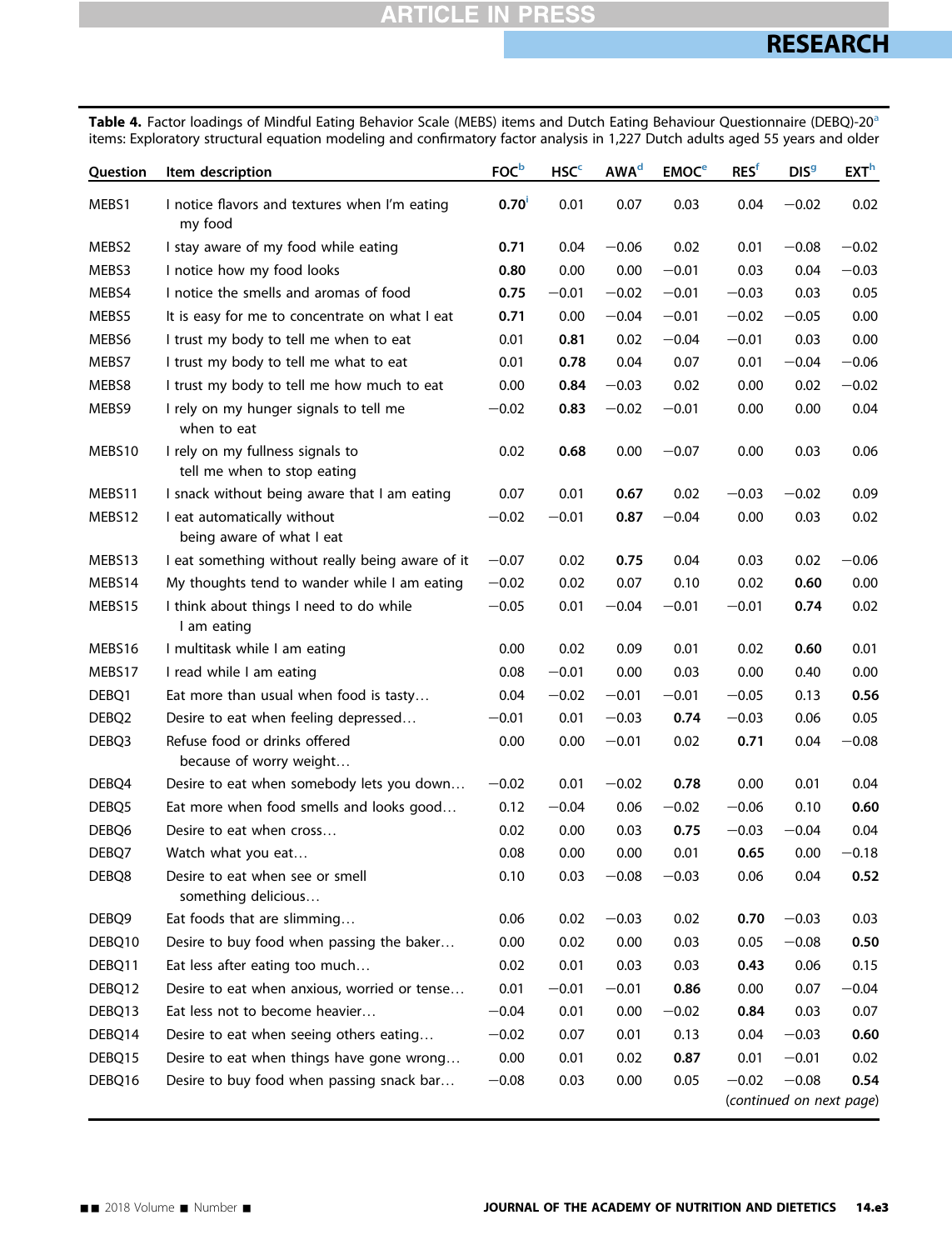**Table 4.** Factor loadings of Mindful Eating Behavior Scale (MEBS) items and Dutch Eating Behaviour Questionnaire (DEBQ)-20[a] items: Exploratory structural equation modeling and confirmatory factor analysis in 1,227 Dutch adults aged 55 years and older

| Question | Item description | FOC[b] | HSC[c] | AWA[d] | EMOC[e] | RES[f] | DIS[g] | EXT[h] |
|---|---|---|---|---|---|---|---|---|
| MEBS1 | I notice flavors and textures when I'm eating my food | **0.70**[i] | 0.01 | 0.07 | 0.03 | 0.04 | −0.02 | 0.02 |
| MEBS2 | I stay aware of my food while eating | **0.71** | 0.04 | −0.06 | 0.02 | 0.01 | −0.08 | −0.02 |
| MEBS3 | I notice how my food looks | **0.80** | 0.00 | 0.00 | −0.01 | 0.03 | 0.04 | −0.03 |
| MEBS4 | I notice the smells and aromas of food | **0.75** | −0.01 | −0.02 | −0.01 | −0.03 | 0.03 | 0.05 |
| MEBS5 | It is easy for me to concentrate on what I eat | **0.71** | 0.00 | −0.04 | −0.01 | −0.02 | −0.05 | 0.00 |
| MEBS6 | I trust my body to tell me when to eat | 0.01 | **0.81** | 0.02 | −0.04 | −0.01 | 0.03 | 0.00 |
| MEBS7 | I trust my body to tell me what to eat | 0.01 | **0.78** | 0.04 | 0.07 | 0.01 | −0.04 | −0.06 |
| MEBS8 | I trust my body to tell me how much to eat | 0.00 | **0.84** | −0.03 | 0.02 | 0.00 | 0.02 | −0.02 |
| MEBS9 | I rely on my hunger signals to tell me when to eat | −0.02 | **0.83** | −0.02 | −0.01 | 0.00 | 0.00 | 0.04 |
| MEBS10 | I rely on my fullness signals to tell me when to stop eating | 0.02 | **0.68** | 0.00 | −0.07 | 0.00 | 0.03 | 0.06 |
| MEBS11 | I snack without being aware that I am eating | 0.07 | 0.01 | **0.67** | 0.02 | −0.03 | −0.02 | 0.09 |
| MEBS12 | I eat automatically without being aware of what I eat | −0.02 | −0.01 | **0.87** | −0.04 | 0.00 | 0.03 | 0.02 |
| MEBS13 | I eat something without really being aware of it | −0.07 | 0.02 | **0.75** | 0.04 | 0.03 | 0.02 | −0.06 |
| MEBS14 | My thoughts tend to wander while I am eating | −0.02 | 0.02 | 0.07 | 0.10 | 0.02 | **0.60** | 0.00 |
| MEBS15 | I think about things I need to do while I am eating | −0.05 | 0.01 | −0.04 | −0.01 | −0.01 | **0.74** | 0.02 |
| MEBS16 | I multitask while I am eating | 0.00 | 0.02 | 0.09 | 0.01 | 0.02 | **0.60** | 0.01 |
| MEBS17 | I read while I am eating | 0.08 | −0.01 | 0.00 | 0.03 | 0.00 | 0.40 | 0.00 |
| DEBQ1 | Eat more than usual when food is tasty… | 0.04 | −0.02 | −0.01 | −0.01 | −0.05 | 0.13 | **0.56** |
| DEBQ2 | Desire to eat when feeling depressed… | −0.01 | 0.01 | −0.03 | **0.74** | −0.03 | 0.06 | 0.05 |
| DEBQ3 | Refuse food or drinks offered because of worry weight… | 0.00 | 0.00 | −0.01 | 0.02 | **0.71** | 0.04 | −0.08 |
| DEBQ4 | Desire to eat when somebody lets you down… | −0.02 | 0.01 | −0.02 | **0.78** | 0.00 | 0.01 | 0.04 |
| DEBQ5 | Eat more when food smells and looks good… | 0.12 | −0.04 | 0.06 | −0.02 | −0.06 | 0.10 | **0.60** |
| DEBQ6 | Desire to eat when cross… | 0.02 | 0.00 | 0.03 | **0.75** | −0.03 | −0.04 | 0.04 |
| DEBQ7 | Watch what you eat… | 0.08 | 0.00 | 0.00 | 0.01 | **0.65** | 0.00 | −0.18 |
| DEBQ8 | Desire to eat when see or smell something delicious… | 0.10 | 0.03 | −0.08 | −0.03 | 0.06 | 0.04 | **0.52** |
| DEBQ9 | Eat foods that are slimming… | 0.06 | 0.02 | −0.03 | 0.02 | **0.70** | −0.03 | 0.03 |
| DEBQ10 | Desire to buy food when passing the baker… | 0.00 | 0.02 | 0.00 | 0.03 | 0.05 | −0.08 | **0.50** |
| DEBQ11 | Eat less after eating too much… | 0.02 | 0.01 | 0.03 | 0.03 | **0.43** | 0.06 | 0.15 |
| DEBQ12 | Desire to eat when anxious, worried or tense… | 0.01 | −0.01 | −0.01 | **0.86** | 0.00 | 0.07 | −0.04 |
| DEBQ13 | Eat less not to become heavier… | −0.04 | 0.01 | 0.00 | −0.02 | **0.84** | 0.03 | 0.07 |
| DEBQ14 | Desire to eat when seeing others eating… | −0.02 | 0.07 | 0.01 | 0.13 | 0.04 | −0.03 | **0.60** |
| DEBQ15 | Desire to eat when things have gone wrong… | 0.00 | 0.01 | 0.02 | **0.87** | 0.01 | −0.01 | 0.02 |
| DEBQ16 | Desire to buy food when passing snack bar… | −0.08 | 0.03 | 0.00 | 0.05 | −0.02 | −0.08 | **0.54** |

*(continued on next page)*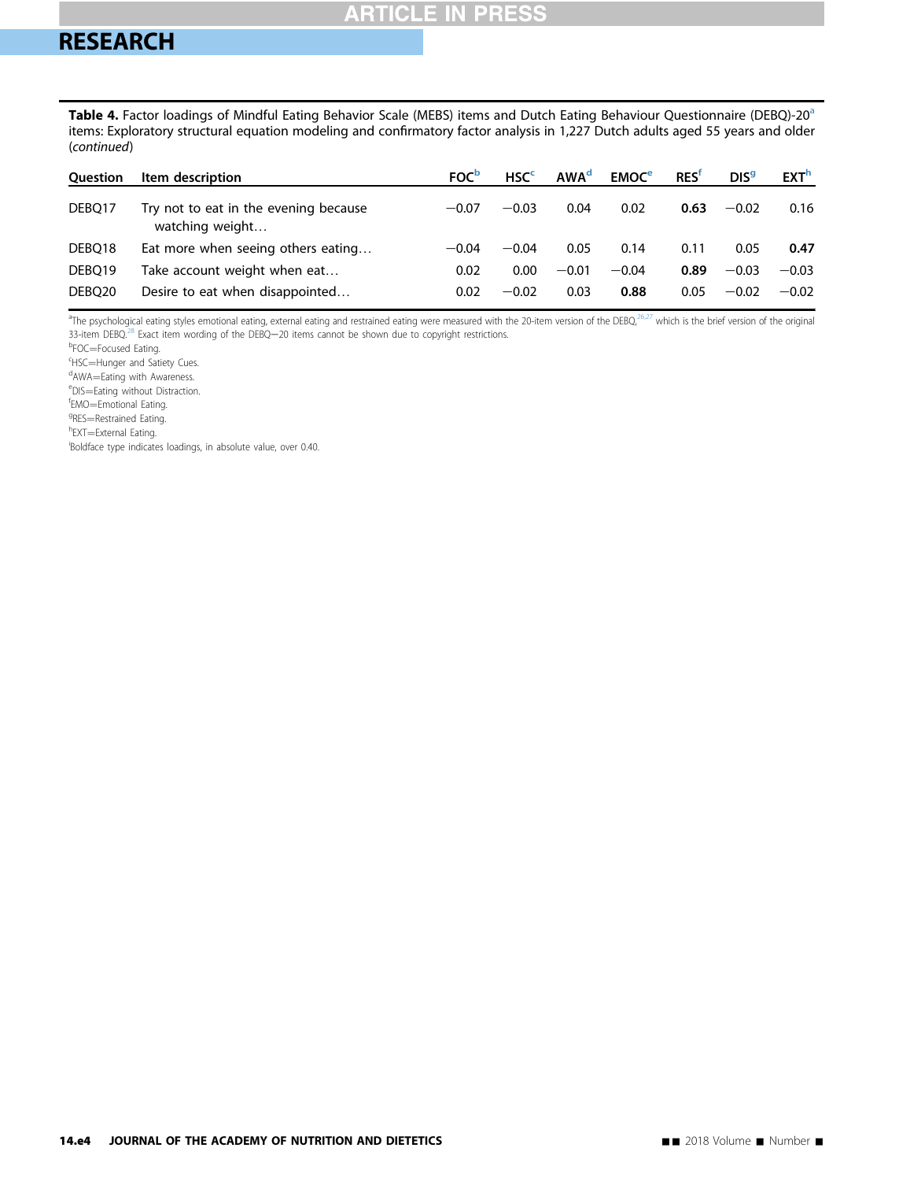**Table 4.** Factor loadings of Mindful Eating Behavior Scale (MEBS) items and Dutch Eating Behaviour Questionnaire (DEBQ)-20[a] items: Exploratory structural equation modeling and confirmatory factor analysis in 1,227 Dutch adults aged 55 years and older (*continued*)

| Question | Item description | FOC[b] | HSC[c] | AWA[d] | EMOC[e] | RES[f] | DIS[g] | EXT[h] |
|---|---|---|---|---|---|---|---|---|
| DEBQ17 | Try not to eat in the evening because watching weight… | −0.07 | −0.03 | 0.04 | 0.02 | **0.63** | −0.02 | 0.16 |
| DEBQ18 | Eat more when seeing others eating… | −0.04 | −0.04 | 0.05 | 0.14 | 0.11 | 0.05 | **0.47** |
| DEBQ19 | Take account weight when eat… | 0.02 | 0.00 | −0.01 | −0.04 | **0.89** | −0.03 | −0.03 |
| DEBQ20 | Desire to eat when disappointed… | 0.02 | −0.02 | 0.03 | **0.88** | 0.05 | −0.02 | −0.02 |

[a]The psychological eating styles emotional eating, external eating and restrained eating were measured with the 20-item version of the DEBQ,[26,27] which is the brief version of the original 33-item DEBQ.[28] Exact item wording of the DEBQ−20 items cannot be shown due to copyright restrictions.

[b]FOC=Focused Eating.

[c]HSC=Hunger and Satiety Cues.

[d]AWA=Eating with Awareness.

[e]DIS=Eating without Distraction.

[f]EMO=Emotional Eating.

[g]RES=Restrained Eating.

[h]EXT=External Eating.

[i]Boldface type indicates loadings, in absolute value, over 0.40.